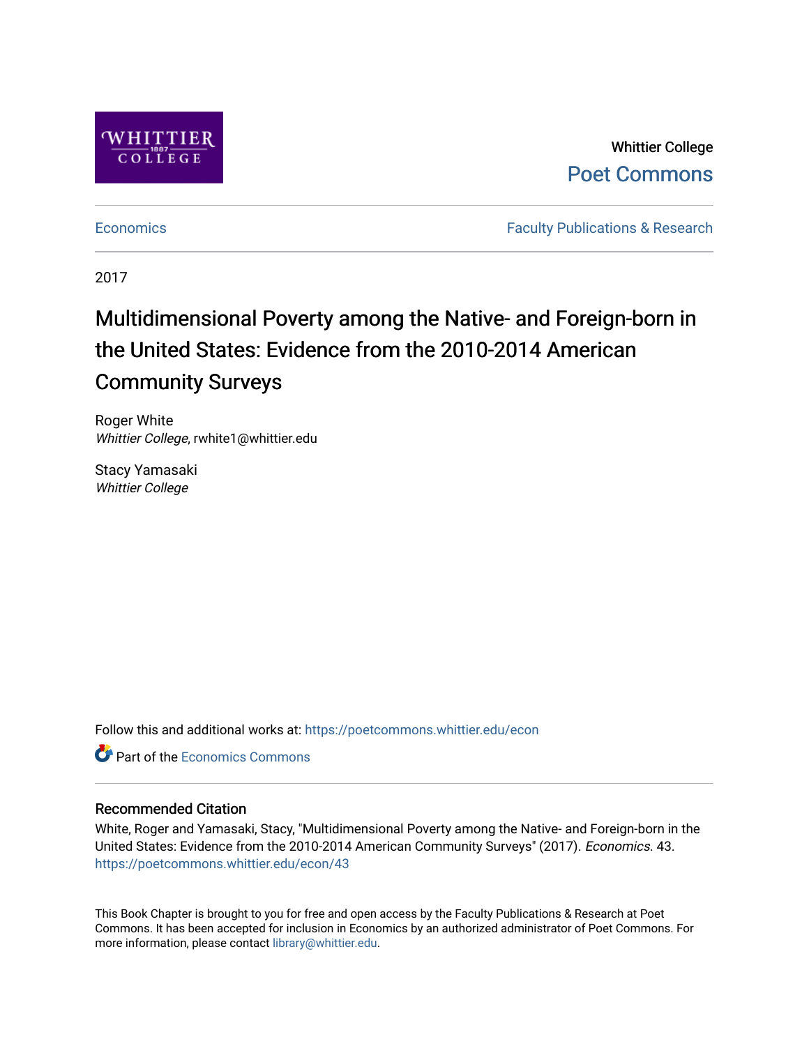Whittier College

Poet Commons

Economics | Faculty Publications & Research

2017

# Multidimensional Poverty among the Native- and Foreign-born in the United States: Evidence from the 2010-2014 American Community Surveys

Roger White
*Whittier College*, rwhite1@whittier.edu

Stacy Yamasaki
*Whittier College*

Follow this and additional works at: https://poetcommons.whittier.edu/econ

Part of the Economics Commons

## Recommended Citation

White, Roger and Yamasaki, Stacy, "Multidimensional Poverty among the Native- and Foreign-born in the United States: Evidence from the 2010-2014 American Community Surveys" (2017). *Economics*. 43.
https://poetcommons.whittier.edu/econ/43

This Book Chapter is brought to you for free and open access by the Faculty Publications & Research at Poet Commons. It has been accepted for inclusion in Economics by an authorized administrator of Poet Commons. For more information, please contact library@whittier.edu.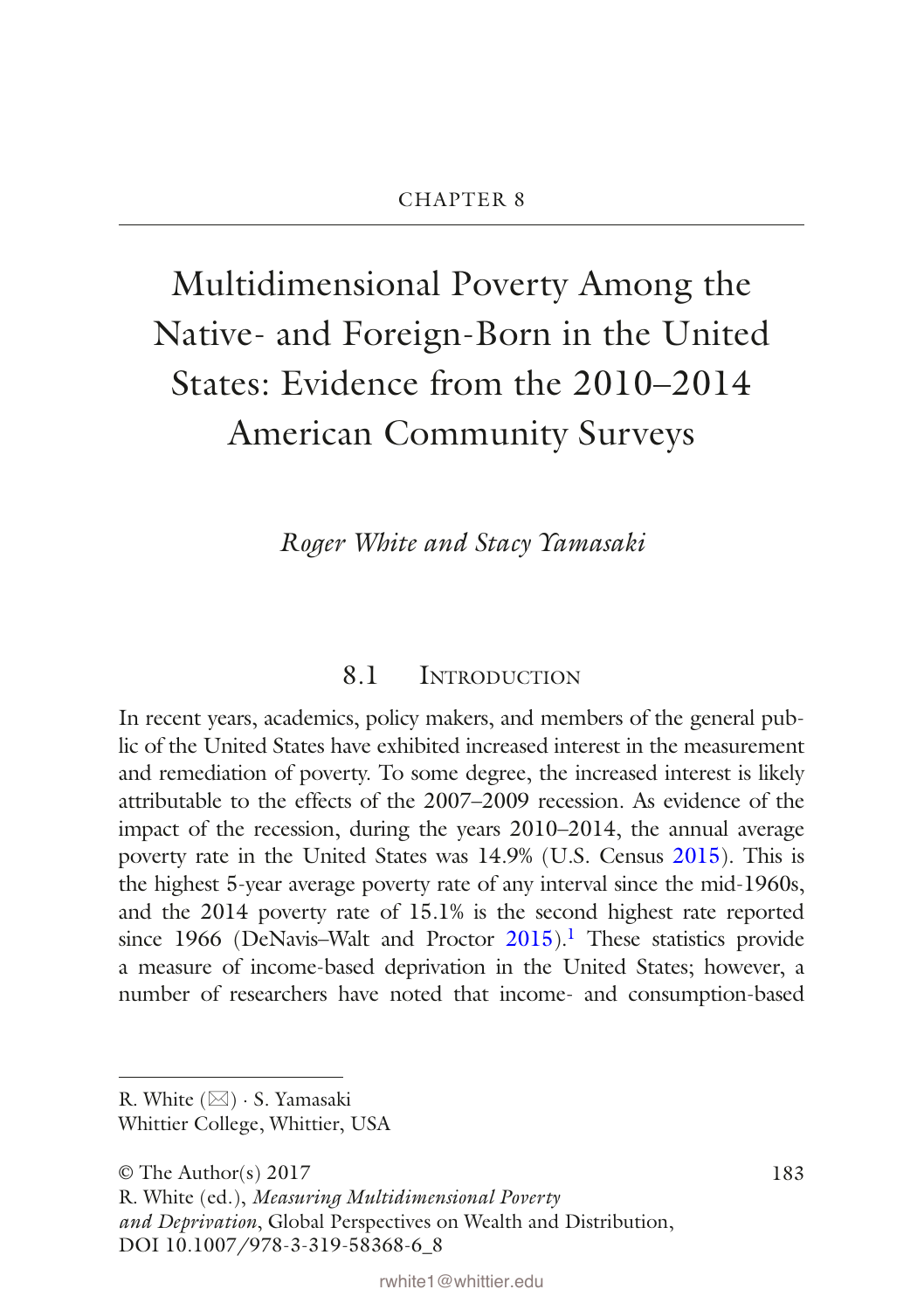CHAPTER 8

# Multidimensional Poverty Among the Native- and Foreign-Born in the United States: Evidence from the 2010–2014 American Community Surveys

*Roger White and Stacy Yamasaki*

## 8.1 Introduction

In recent years, academics, policy makers, and members of the general public of the United States have exhibited increased interest in the measurement and remediation of poverty. To some degree, the increased interest is likely attributable to the effects of the 2007–2009 recession. As evidence of the impact of the recession, during the years 2010–2014, the annual average poverty rate in the United States was 14.9% (U.S. Census 2015). This is the highest 5-year average poverty rate of any interval since the mid-1960s, and the 2014 poverty rate of 15.1% is the second highest rate reported since 1966 (DeNavis–Walt and Proctor 2015).[1] These statistics provide a measure of income-based deprivation in the United States; however, a number of researchers have noted that income- and consumption-based

R. White (✉) · S. Yamasaki
Whittier College, Whittier, USA

© The Author(s) 2017
R. White (ed.), *Measuring Multidimensional Poverty and Deprivation*, Global Perspectives on Wealth and Distribution,
DOI 10.1007/978-3-319-58368-6_8

rwhite1@whittier.edu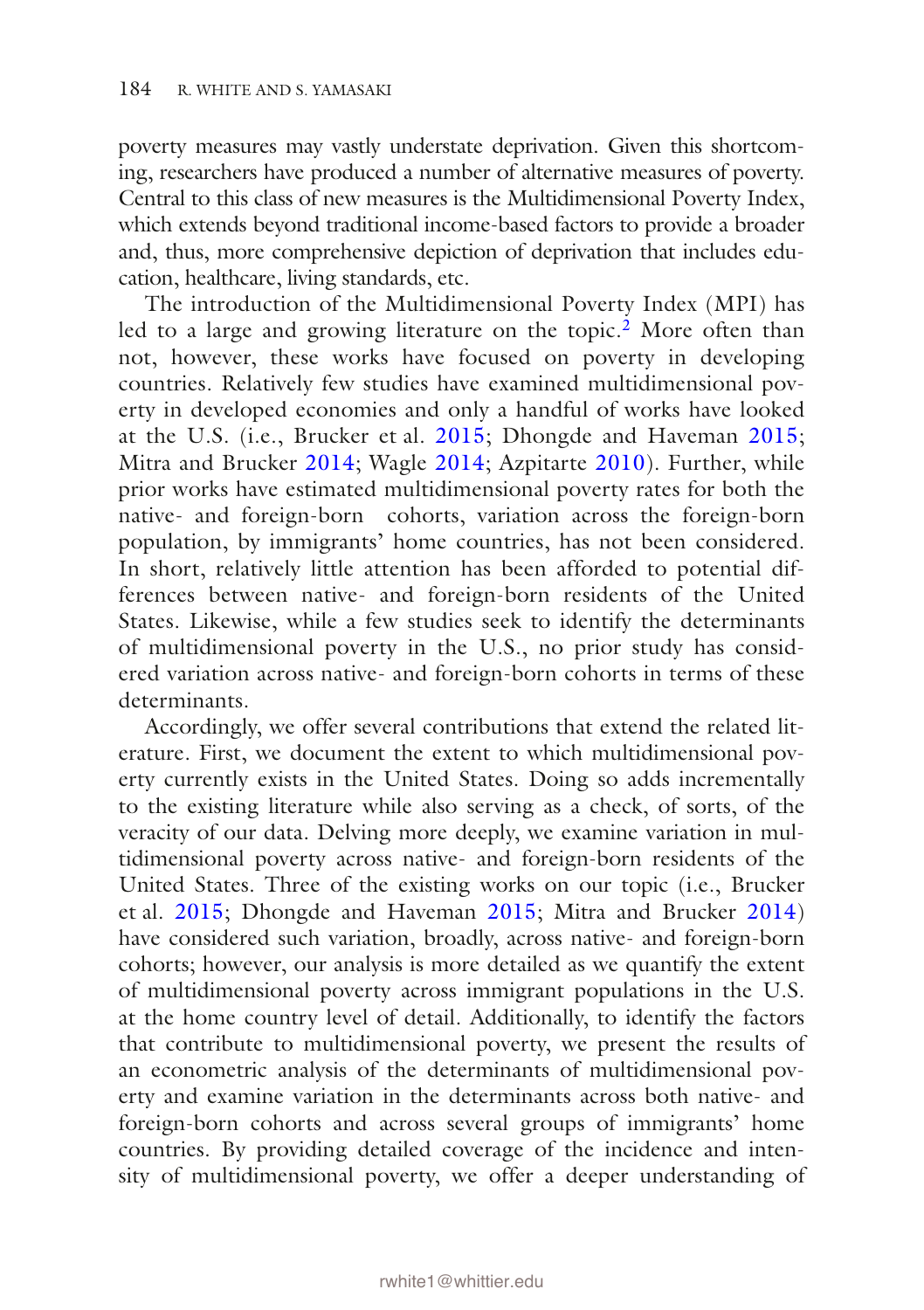poverty measures may vastly understate deprivation. Given this shortcoming, researchers have produced a number of alternative measures of poverty. Central to this class of new measures is the Multidimensional Poverty Index, which extends beyond traditional income-based factors to provide a broader and, thus, more comprehensive depiction of deprivation that includes education, healthcare, living standards, etc.

The introduction of the Multidimensional Poverty Index (MPI) has led to a large and growing literature on the topic.[2] More often than not, however, these works have focused on poverty in developing countries. Relatively few studies have examined multidimensional poverty in developed economies and only a handful of works have looked at the U.S. (i.e., Brucker et al. 2015; Dhongde and Haveman 2015; Mitra and Brucker 2014; Wagle 2014; Azpitarte 2010). Further, while prior works have estimated multidimensional poverty rates for both the native- and foreign-born cohorts, variation across the foreign-born population, by immigrants' home countries, has not been considered. In short, relatively little attention has been afforded to potential differences between native- and foreign-born residents of the United States. Likewise, while a few studies seek to identify the determinants of multidimensional poverty in the U.S., no prior study has considered variation across native- and foreign-born cohorts in terms of these determinants.

Accordingly, we offer several contributions that extend the related literature. First, we document the extent to which multidimensional poverty currently exists in the United States. Doing so adds incrementally to the existing literature while also serving as a check, of sorts, of the veracity of our data. Delving more deeply, we examine variation in multidimensional poverty across native- and foreign-born residents of the United States. Three of the existing works on our topic (i.e., Brucker et al. 2015; Dhongde and Haveman 2015; Mitra and Brucker 2014) have considered such variation, broadly, across native- and foreign-born cohorts; however, our analysis is more detailed as we quantify the extent of multidimensional poverty across immigrant populations in the U.S. at the home country level of detail. Additionally, to identify the factors that contribute to multidimensional poverty, we present the results of an econometric analysis of the determinants of multidimensional poverty and examine variation in the determinants across both native- and foreign-born cohorts and across several groups of immigrants' home countries. By providing detailed coverage of the incidence and intensity of multidimensional poverty, we offer a deeper understanding of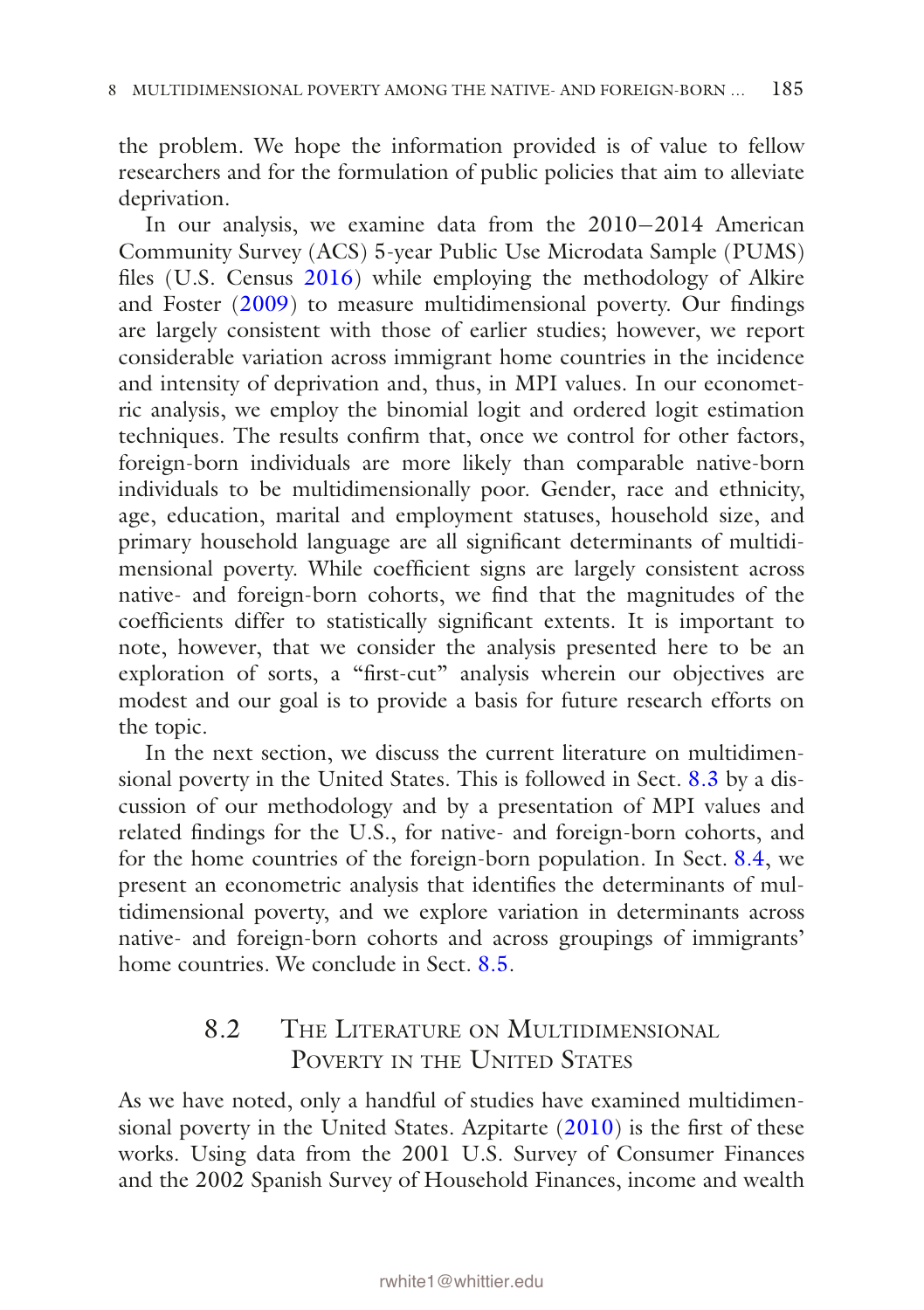the problem. We hope the information provided is of value to fellow researchers and for the formulation of public policies that aim to alleviate deprivation.

In our analysis, we examine data from the 2010–2014 American Community Survey (ACS) 5-year Public Use Microdata Sample (PUMS) files (U.S. Census 2016) while employing the methodology of Alkire and Foster (2009) to measure multidimensional poverty. Our findings are largely consistent with those of earlier studies; however, we report considerable variation across immigrant home countries in the incidence and intensity of deprivation and, thus, in MPI values. In our econometric analysis, we employ the binomial logit and ordered logit estimation techniques. The results confirm that, once we control for other factors, foreign-born individuals are more likely than comparable native-born individuals to be multidimensionally poor. Gender, race and ethnicity, age, education, marital and employment statuses, household size, and primary household language are all significant determinants of multidimensional poverty. While coefficient signs are largely consistent across native- and foreign-born cohorts, we find that the magnitudes of the coefficients differ to statistically significant extents. It is important to note, however, that we consider the analysis presented here to be an exploration of sorts, a "first-cut" analysis wherein our objectives are modest and our goal is to provide a basis for future research efforts on the topic.

In the next section, we discuss the current literature on multidimensional poverty in the United States. This is followed in Sect. 8.3 by a discussion of our methodology and by a presentation of MPI values and related findings for the U.S., for native- and foreign-born cohorts, and for the home countries of the foreign-born population. In Sect. 8.4, we present an econometric analysis that identifies the determinants of multidimensional poverty, and we explore variation in determinants across native- and foreign-born cohorts and across groupings of immigrants' home countries. We conclude in Sect. 8.5.

## 8.2 The Literature on Multidimensional Poverty in the United States

As we have noted, only a handful of studies have examined multidimensional poverty in the United States. Azpitarte (2010) is the first of these works. Using data from the 2001 U.S. Survey of Consumer Finances and the 2002 Spanish Survey of Household Finances, income and wealth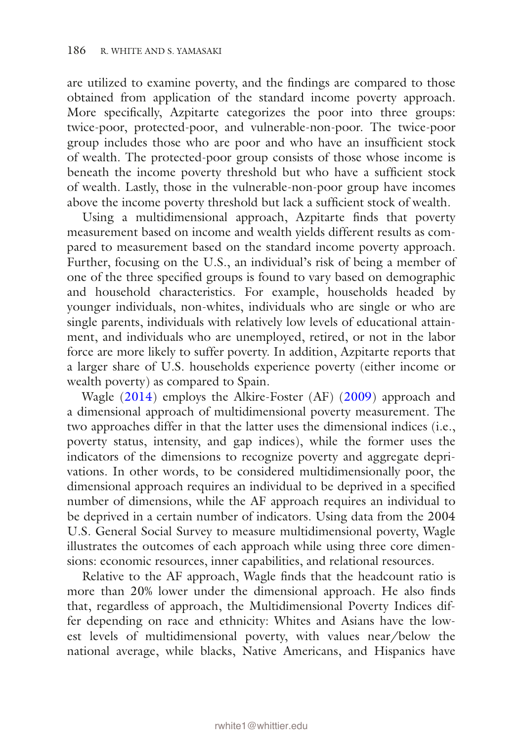are utilized to examine poverty, and the findings are compared to those obtained from application of the standard income poverty approach. More specifically, Azpitarte categorizes the poor into three groups: twice-poor, protected-poor, and vulnerable-non-poor. The twice-poor group includes those who are poor and who have an insufficient stock of wealth. The protected-poor group consists of those whose income is beneath the income poverty threshold but who have a sufficient stock of wealth. Lastly, those in the vulnerable-non-poor group have incomes above the income poverty threshold but lack a sufficient stock of wealth.

Using a multidimensional approach, Azpitarte finds that poverty measurement based on income and wealth yields different results as compared to measurement based on the standard income poverty approach. Further, focusing on the U.S., an individual's risk of being a member of one of the three specified groups is found to vary based on demographic and household characteristics. For example, households headed by younger individuals, non-whites, individuals who are single or who are single parents, individuals with relatively low levels of educational attainment, and individuals who are unemployed, retired, or not in the labor force are more likely to suffer poverty. In addition, Azpitarte reports that a larger share of U.S. households experience poverty (either income or wealth poverty) as compared to Spain.

Wagle (2014) employs the Alkire-Foster (AF) (2009) approach and a dimensional approach of multidimensional poverty measurement. The two approaches differ in that the latter uses the dimensional indices (i.e., poverty status, intensity, and gap indices), while the former uses the indicators of the dimensions to recognize poverty and aggregate deprivations. In other words, to be considered multidimensionally poor, the dimensional approach requires an individual to be deprived in a specified number of dimensions, while the AF approach requires an individual to be deprived in a certain number of indicators. Using data from the 2004 U.S. General Social Survey to measure multidimensional poverty, Wagle illustrates the outcomes of each approach while using three core dimensions: economic resources, inner capabilities, and relational resources.

Relative to the AF approach, Wagle finds that the headcount ratio is more than 20% lower under the dimensional approach. He also finds that, regardless of approach, the Multidimensional Poverty Indices differ depending on race and ethnicity: Whites and Asians have the lowest levels of multidimensional poverty, with values near/below the national average, while blacks, Native Americans, and Hispanics have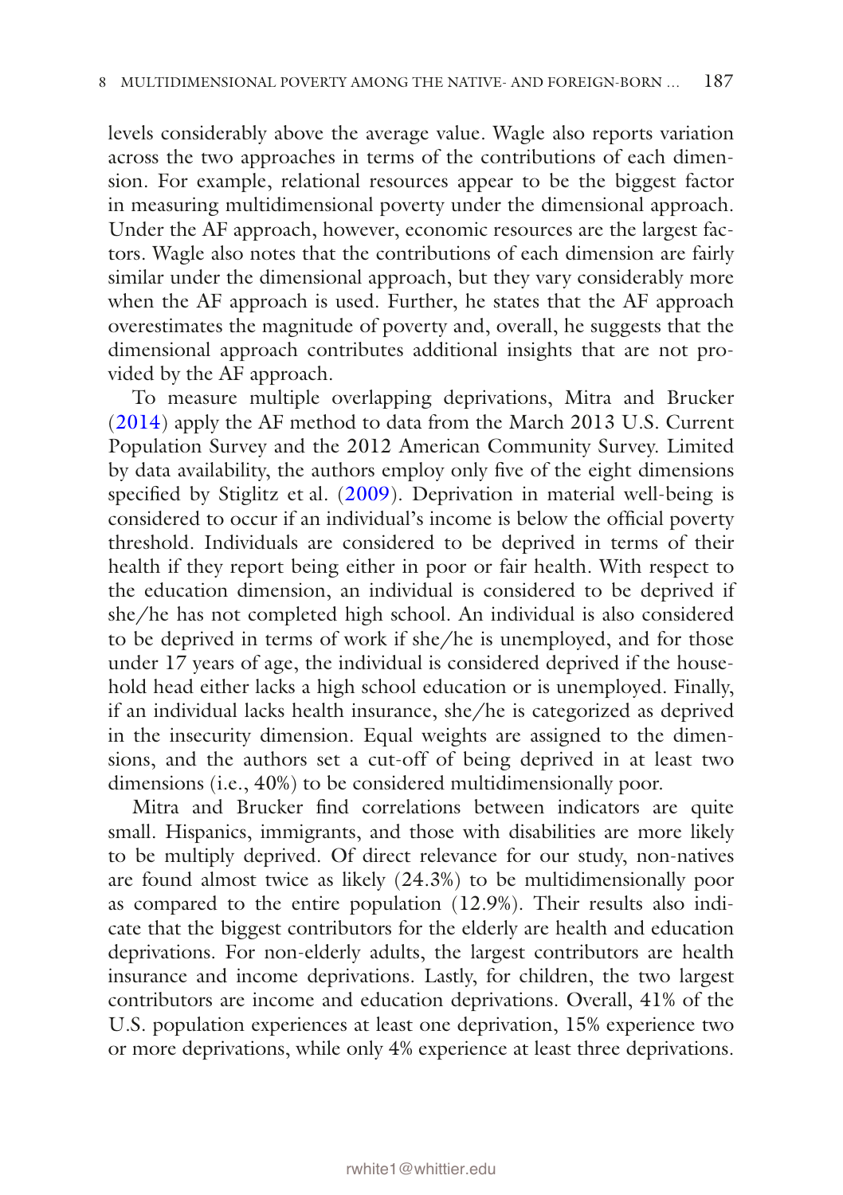levels considerably above the average value. Wagle also reports variation across the two approaches in terms of the contributions of each dimension. For example, relational resources appear to be the biggest factor in measuring multidimensional poverty under the dimensional approach. Under the AF approach, however, economic resources are the largest factors. Wagle also notes that the contributions of each dimension are fairly similar under the dimensional approach, but they vary considerably more when the AF approach is used. Further, he states that the AF approach overestimates the magnitude of poverty and, overall, he suggests that the dimensional approach contributes additional insights that are not provided by the AF approach.

To measure multiple overlapping deprivations, Mitra and Brucker (2014) apply the AF method to data from the March 2013 U.S. Current Population Survey and the 2012 American Community Survey. Limited by data availability, the authors employ only five of the eight dimensions specified by Stiglitz et al. (2009). Deprivation in material well-being is considered to occur if an individual's income is below the official poverty threshold. Individuals are considered to be deprived in terms of their health if they report being either in poor or fair health. With respect to the education dimension, an individual is considered to be deprived if she/he has not completed high school. An individual is also considered to be deprived in terms of work if she/he is unemployed, and for those under 17 years of age, the individual is considered deprived if the household head either lacks a high school education or is unemployed. Finally, if an individual lacks health insurance, she/he is categorized as deprived in the insecurity dimension. Equal weights are assigned to the dimensions, and the authors set a cut-off of being deprived in at least two dimensions (i.e., 40%) to be considered multidimensionally poor.

Mitra and Brucker find correlations between indicators are quite small. Hispanics, immigrants, and those with disabilities are more likely to be multiply deprived. Of direct relevance for our study, non-natives are found almost twice as likely (24.3%) to be multidimensionally poor as compared to the entire population (12.9%). Their results also indicate that the biggest contributors for the elderly are health and education deprivations. For non-elderly adults, the largest contributors are health insurance and income deprivations. Lastly, for children, the two largest contributors are income and education deprivations. Overall, 41% of the U.S. population experiences at least one deprivation, 15% experience two or more deprivations, while only 4% experience at least three deprivations.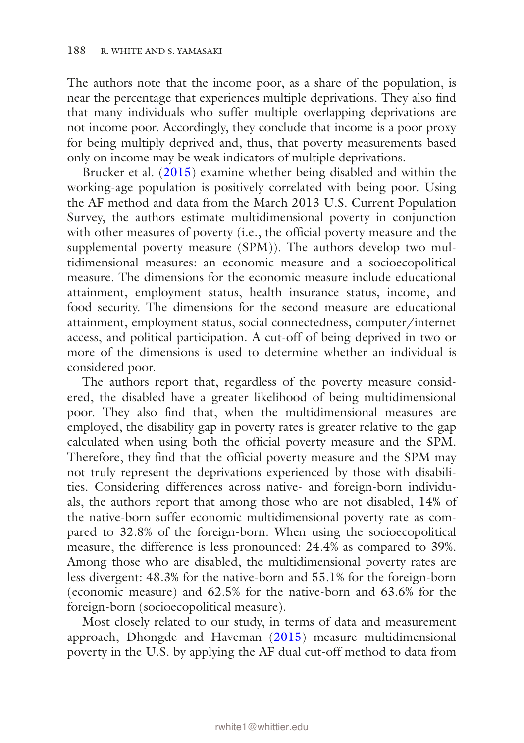The authors note that the income poor, as a share of the population, is near the percentage that experiences multiple deprivations. They also find that many individuals who suffer multiple overlapping deprivations are not income poor. Accordingly, they conclude that income is a poor proxy for being multiply deprived and, thus, that poverty measurements based only on income may be weak indicators of multiple deprivations.

Brucker et al. (2015) examine whether being disabled and within the working-age population is positively correlated with being poor. Using the AF method and data from the March 2013 U.S. Current Population Survey, the authors estimate multidimensional poverty in conjunction with other measures of poverty (i.e., the official poverty measure and the supplemental poverty measure (SPM)). The authors develop two multidimensional measures: an economic measure and a socioecopolitical measure. The dimensions for the economic measure include educational attainment, employment status, health insurance status, income, and food security. The dimensions for the second measure are educational attainment, employment status, social connectedness, computer/internet access, and political participation. A cut-off of being deprived in two or more of the dimensions is used to determine whether an individual is considered poor.

The authors report that, regardless of the poverty measure considered, the disabled have a greater likelihood of being multidimensional poor. They also find that, when the multidimensional measures are employed, the disability gap in poverty rates is greater relative to the gap calculated when using both the official poverty measure and the SPM. Therefore, they find that the official poverty measure and the SPM may not truly represent the deprivations experienced by those with disabilities. Considering differences across native- and foreign-born individuals, the authors report that among those who are not disabled, 14% of the native-born suffer economic multidimensional poverty rate as compared to 32.8% of the foreign-born. When using the socioecopolitical measure, the difference is less pronounced: 24.4% as compared to 39%. Among those who are disabled, the multidimensional poverty rates are less divergent: 48.3% for the native-born and 55.1% for the foreign-born (economic measure) and 62.5% for the native-born and 63.6% for the foreign-born (socioecopolitical measure).

Most closely related to our study, in terms of data and measurement approach, Dhongde and Haveman (2015) measure multidimensional poverty in the U.S. by applying the AF dual cut-off method to data from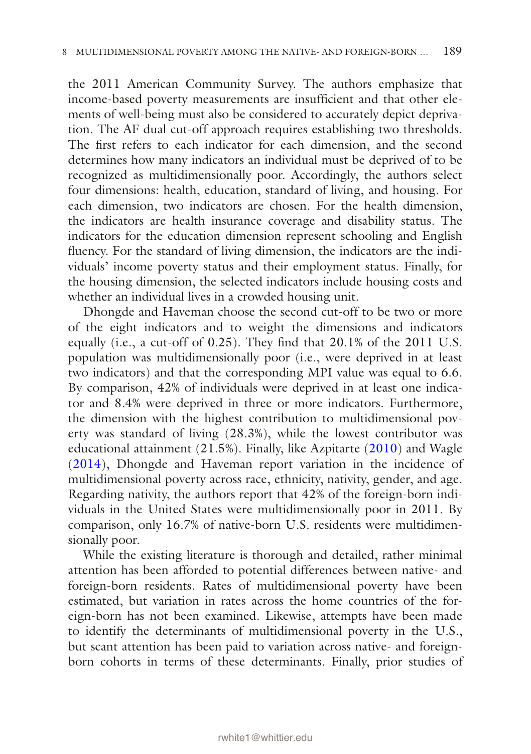the 2011 American Community Survey. The authors emphasize that income-based poverty measurements are insufficient and that other elements of well-being must also be considered to accurately depict deprivation. The AF dual cut-off approach requires establishing two thresholds. The first refers to each indicator for each dimension, and the second determines how many indicators an individual must be deprived of to be recognized as multidimensionally poor. Accordingly, the authors select four dimensions: health, education, standard of living, and housing. For each dimension, two indicators are chosen. For the health dimension, the indicators are health insurance coverage and disability status. The indicators for the education dimension represent schooling and English fluency. For the standard of living dimension, the indicators are the individuals' income poverty status and their employment status. Finally, for the housing dimension, the selected indicators include housing costs and whether an individual lives in a crowded housing unit.

Dhongde and Haveman choose the second cut-off to be two or more of the eight indicators and to weight the dimensions and indicators equally (i.e., a cut-off of 0.25). They find that 20.1% of the 2011 U.S. population was multidimensionally poor (i.e., were deprived in at least two indicators) and that the corresponding MPI value was equal to 6.6. By comparison, 42% of individuals were deprived in at least one indicator and 8.4% were deprived in three or more indicators. Furthermore, the dimension with the highest contribution to multidimensional poverty was standard of living (28.3%), while the lowest contributor was educational attainment (21.5%). Finally, like Azpitarte (2010) and Wagle (2014), Dhongde and Haveman report variation in the incidence of multidimensional poverty across race, ethnicity, nativity, gender, and age. Regarding nativity, the authors report that 42% of the foreign-born individuals in the United States were multidimensionally poor in 2011. By comparison, only 16.7% of native-born U.S. residents were multidimensionally poor.

While the existing literature is thorough and detailed, rather minimal attention has been afforded to potential differences between native- and foreign-born residents. Rates of multidimensional poverty have been estimated, but variation in rates across the home countries of the foreign-born has not been examined. Likewise, attempts have been made to identify the determinants of multidimensional poverty in the U.S., but scant attention has been paid to variation across native- and foreign-born cohorts in terms of these determinants. Finally, prior studies of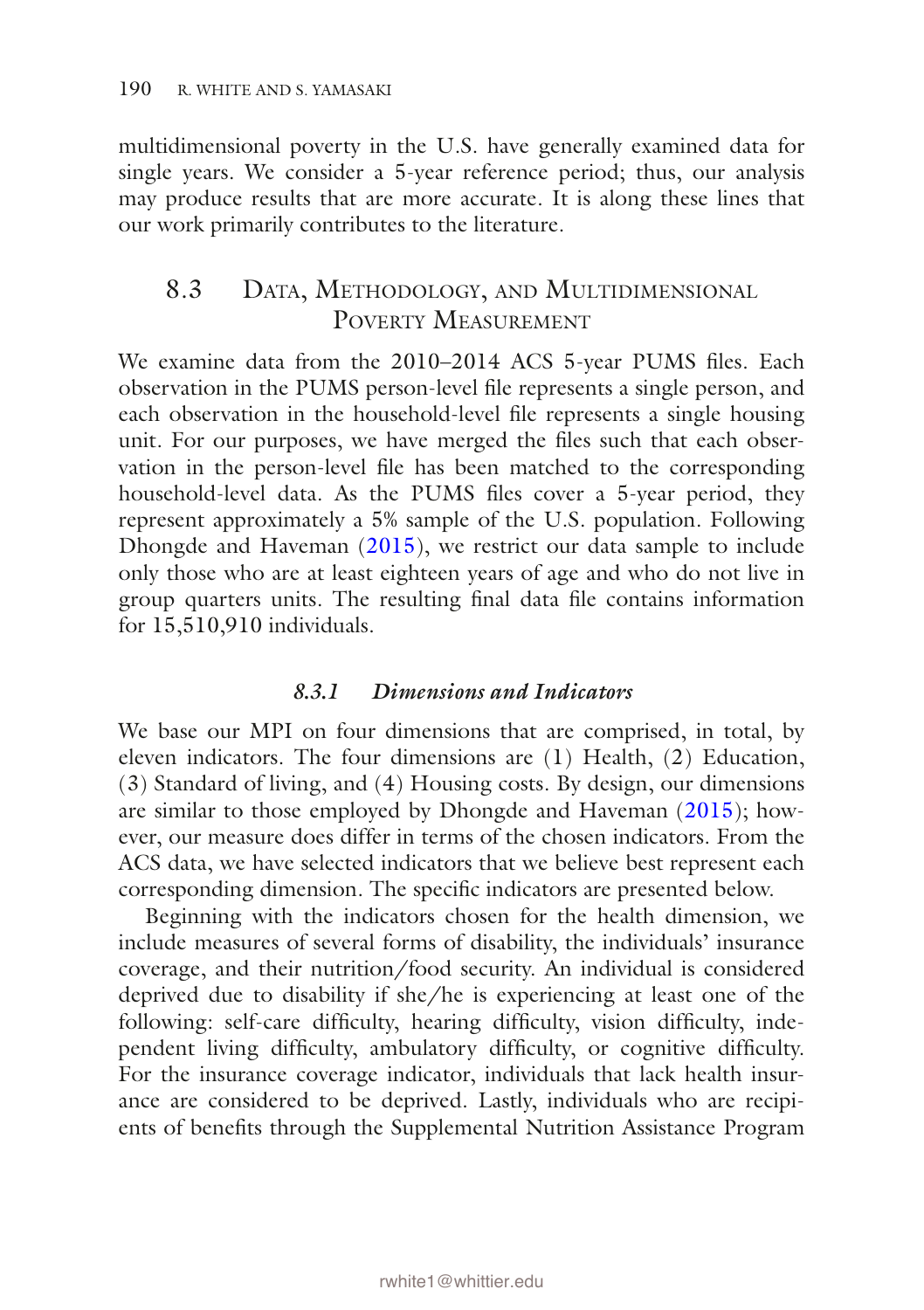multidimensional poverty in the U.S. have generally examined data for single years. We consider a 5-year reference period; thus, our analysis may produce results that are more accurate. It is along these lines that our work primarily contributes to the literature.

## 8.3 Data, Methodology, and Multidimensional Poverty Measurement

We examine data from the 2010–2014 ACS 5-year PUMS files. Each observation in the PUMS person-level file represents a single person, and each observation in the household-level file represents a single housing unit. For our purposes, we have merged the files such that each observation in the person-level file has been matched to the corresponding household-level data. As the PUMS files cover a 5-year period, they represent approximately a 5% sample of the U.S. population. Following Dhongde and Haveman (2015), we restrict our data sample to include only those who are at least eighteen years of age and who do not live in group quarters units. The resulting final data file contains information for 15,510,910 individuals.

### *8.3.1 Dimensions and Indicators*

We base our MPI on four dimensions that are comprised, in total, by eleven indicators. The four dimensions are (1) Health, (2) Education, (3) Standard of living, and (4) Housing costs. By design, our dimensions are similar to those employed by Dhongde and Haveman (2015); however, our measure does differ in terms of the chosen indicators. From the ACS data, we have selected indicators that we believe best represent each corresponding dimension. The specific indicators are presented below.

Beginning with the indicators chosen for the health dimension, we include measures of several forms of disability, the individuals' insurance coverage, and their nutrition/food security. An individual is considered deprived due to disability if she/he is experiencing at least one of the following: self-care difficulty, hearing difficulty, vision difficulty, independent living difficulty, ambulatory difficulty, or cognitive difficulty. For the insurance coverage indicator, individuals that lack health insurance are considered to be deprived. Lastly, individuals who are recipients of benefits through the Supplemental Nutrition Assistance Program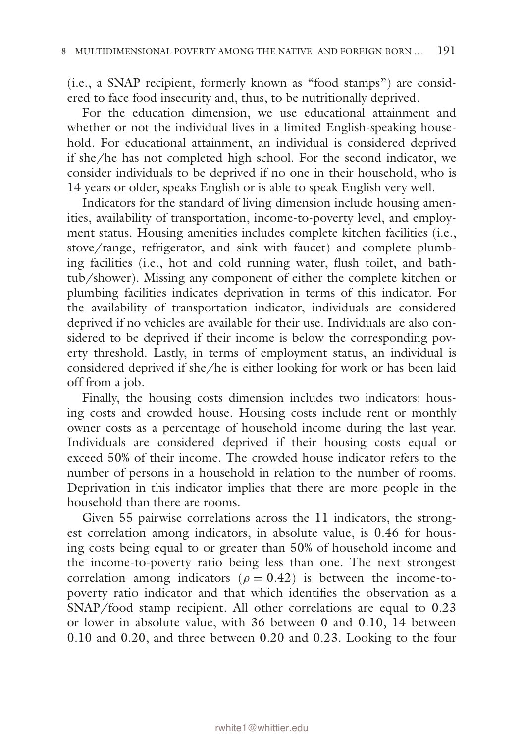(i.e., a SNAP recipient, formerly known as "food stamps") are considered to face food insecurity and, thus, to be nutritionally deprived.

For the education dimension, we use educational attainment and whether or not the individual lives in a limited English-speaking household. For educational attainment, an individual is considered deprived if she/he has not completed high school. For the second indicator, we consider individuals to be deprived if no one in their household, who is 14 years or older, speaks English or is able to speak English very well.

Indicators for the standard of living dimension include housing amenities, availability of transportation, income-to-poverty level, and employment status. Housing amenities includes complete kitchen facilities (i.e., stove/range, refrigerator, and sink with faucet) and complete plumbing facilities (i.e., hot and cold running water, flush toilet, and bathtub/shower). Missing any component of either the complete kitchen or plumbing facilities indicates deprivation in terms of this indicator. For the availability of transportation indicator, individuals are considered deprived if no vehicles are available for their use. Individuals are also considered to be deprived if their income is below the corresponding poverty threshold. Lastly, in terms of employment status, an individual is considered deprived if she/he is either looking for work or has been laid off from a job.

Finally, the housing costs dimension includes two indicators: housing costs and crowded house. Housing costs include rent or monthly owner costs as a percentage of household income during the last year. Individuals are considered deprived if their housing costs equal or exceed 50% of their income. The crowded house indicator refers to the number of persons in a household in relation to the number of rooms. Deprivation in this indicator implies that there are more people in the household than there are rooms.

Given 55 pairwise correlations across the 11 indicators, the strongest correlation among indicators, in absolute value, is 0.46 for housing costs being equal to or greater than 50% of household income and the income-to-poverty ratio being less than one. The next strongest correlation among indicators ($\rho = 0.42$) is between the income-to-poverty ratio indicator and that which identifies the observation as a SNAP/food stamp recipient. All other correlations are equal to 0.23 or lower in absolute value, with 36 between 0 and 0.10, 14 between 0.10 and 0.20, and three between 0.20 and 0.23. Looking to the four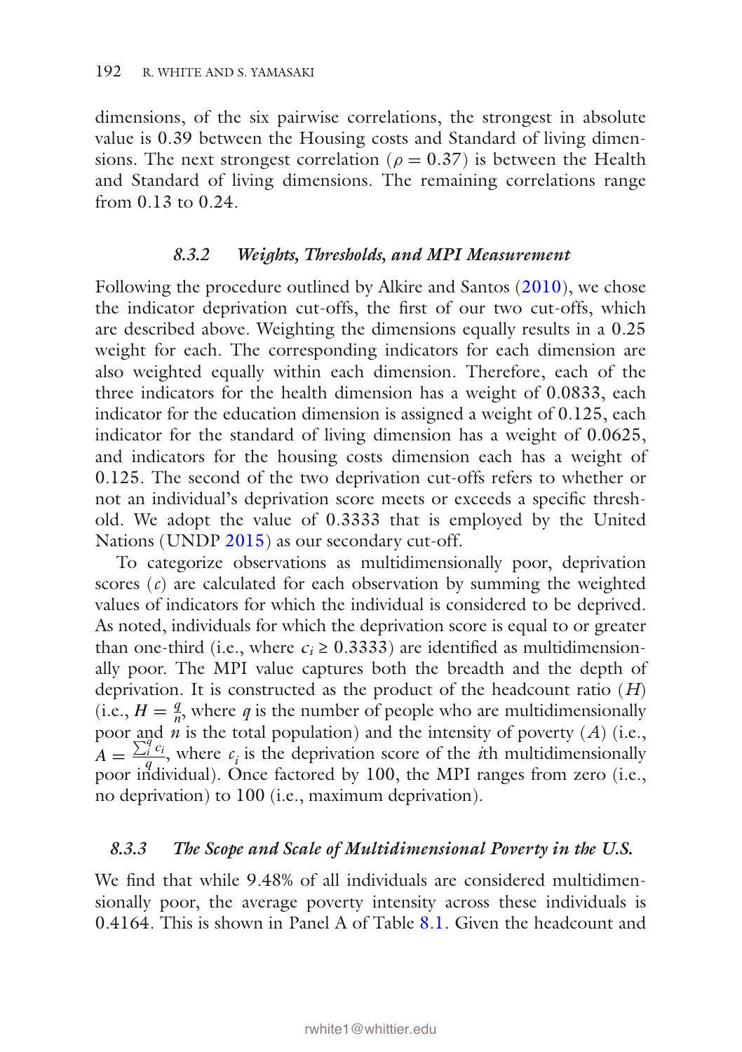dimensions, of the six pairwise correlations, the strongest in absolute value is 0.39 between the Housing costs and Standard of living dimensions. The next strongest correlation ($\rho = 0.37$) is between the Health and Standard of living dimensions. The remaining correlations range from 0.13 to 0.24.

### *8.3.2 Weights, Thresholds, and MPI Measurement*

Following the procedure outlined by Alkire and Santos (2010), we chose the indicator deprivation cut-offs, the first of our two cut-offs, which are described above. Weighting the dimensions equally results in a 0.25 weight for each. The corresponding indicators for each dimension are also weighted equally within each dimension. Therefore, each of the three indicators for the health dimension has a weight of 0.0833, each indicator for the education dimension is assigned a weight of 0.125, each indicator for the standard of living dimension has a weight of 0.0625, and indicators for the housing costs dimension each has a weight of 0.125. The second of the two deprivation cut-offs refers to whether or not an individual's deprivation score meets or exceeds a specific threshold. We adopt the value of 0.3333 that is employed by the United Nations (UNDP 2015) as our secondary cut-off.

To categorize observations as multidimensionally poor, deprivation scores ($c$) are calculated for each observation by summing the weighted values of indicators for which the individual is considered to be deprived. As noted, individuals for which the deprivation score is equal to or greater than one-third (i.e., where $c_i \geq 0.3333$) are identified as multidimensionally poor. The MPI value captures both the breadth and the depth of deprivation. It is constructed as the product of the headcount ratio ($H$) (i.e., $H = \frac{q}{n}$, where $q$ is the number of people who are multidimensionally poor and $n$ is the total population) and the intensity of poverty ($A$) (i.e., $A = \frac{\sum_i^q c_i}{q}$, where $c_i$ is the deprivation score of the $i$th multidimensionally poor individual). Once factored by 100, the MPI ranges from zero (i.e., no deprivation) to 100 (i.e., maximum deprivation).

### *8.3.3 The Scope and Scale of Multidimensional Poverty in the U.S.*

We find that while 9.48% of all individuals are considered multidimensionally poor, the average poverty intensity across these individuals is 0.4164. This is shown in Panel A of Table 8.1. Given the headcount and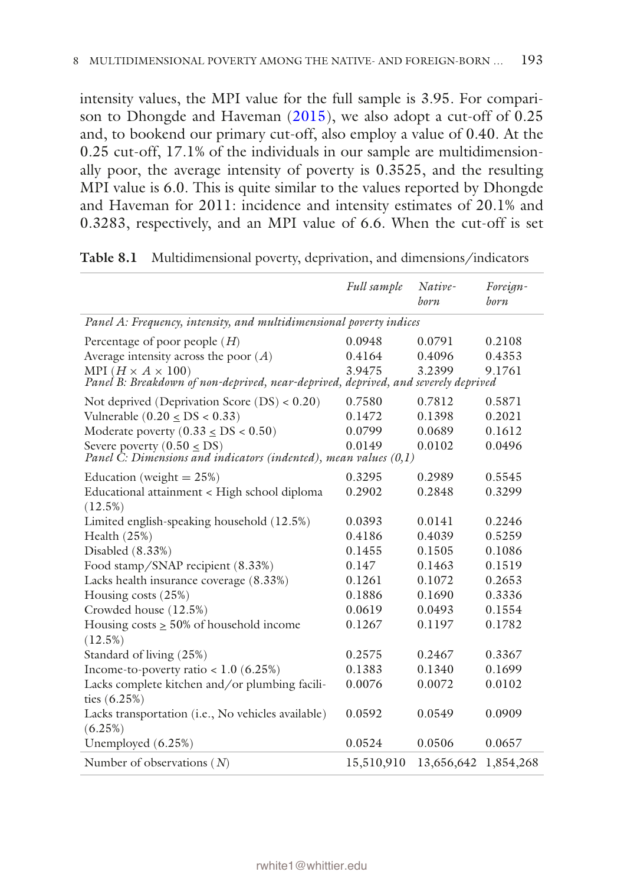intensity values, the MPI value for the full sample is 3.95. For comparison to Dhongde and Haveman (2015), we also adopt a cut-off of 0.25 and, to bookend our primary cut-off, also employ a value of 0.40. At the 0.25 cut-off, 17.1% of the individuals in our sample are multidimensionally poor, the average intensity of poverty is 0.3525, and the resulting MPI value is 6.0. This is quite similar to the values reported by Dhongde and Haveman for 2011: incidence and intensity estimates of 20.1% and 0.3283, respectively, and an MPI value of 6.6. When the cut-off is set

**Table 8.1** Multidimensional poverty, deprivation, and dimensions/indicators

| | *Full sample* | *Native-born* | *Foreign-born* |
|---|---|---|---|
| *Panel A: Frequency, intensity, and multidimensional poverty indices* | | | |
| Percentage of poor people ($H$) | 0.0948 | 0.0791 | 0.2108 |
| Average intensity across the poor ($A$) | 0.4164 | 0.4096 | 0.4353 |
| MPI ($H \times A \times 100$) | 3.9475 | 3.2399 | 9.1761 |
| *Panel B: Breakdown of non-deprived, near-deprived, deprived, and severely deprived* | | | |
| Not deprived (Deprivation Score (DS) < 0.20) | 0.7580 | 0.7812 | 0.5871 |
| Vulnerable ($0.20 \leq$ DS < 0.33) | 0.1472 | 0.1398 | 0.2021 |
| Moderate poverty ($0.33 \leq$ DS < 0.50) | 0.0799 | 0.0689 | 0.1612 |
| Severe poverty ($0.50 \leq$ DS) | 0.0149 | 0.0102 | 0.0496 |
| *Panel C: Dimensions and indicators (indented), mean values (0,1)* | | | |
| Education (weight = 25%) | 0.3295 | 0.2989 | 0.5545 |
| Educational attainment < High school diploma (12.5%) | 0.2902 | 0.2848 | 0.3299 |
| Limited english-speaking household (12.5%) | 0.0393 | 0.0141 | 0.2246 |
| Health (25%) | 0.4186 | 0.4039 | 0.5259 |
| Disabled (8.33%) | 0.1455 | 0.1505 | 0.1086 |
| Food stamp/SNAP recipient (8.33%) | 0.147 | 0.1463 | 0.1519 |
| Lacks health insurance coverage (8.33%) | 0.1261 | 0.1072 | 0.2653 |
| Housing costs (25%) | 0.1886 | 0.1690 | 0.3336 |
| Crowded house (12.5%) | 0.0619 | 0.0493 | 0.1554 |
| Housing costs $\geq$ 50% of household income (12.5%) | 0.1267 | 0.1197 | 0.1782 |
| Standard of living (25%) | 0.2575 | 0.2467 | 0.3367 |
| Income-to-poverty ratio < 1.0 (6.25%) | 0.1383 | 0.1340 | 0.1699 |
| Lacks complete kitchen and/or plumbing facilities (6.25%) | 0.0076 | 0.0072 | 0.0102 |
| Lacks transportation (i.e., No vehicles available) (6.25%) | 0.0592 | 0.0549 | 0.0909 |
| Unemployed (6.25%) | 0.0524 | 0.0506 | 0.0657 |
| Number of observations ($N$) | 15,510,910 | 13,656,642 | 1,854,268 |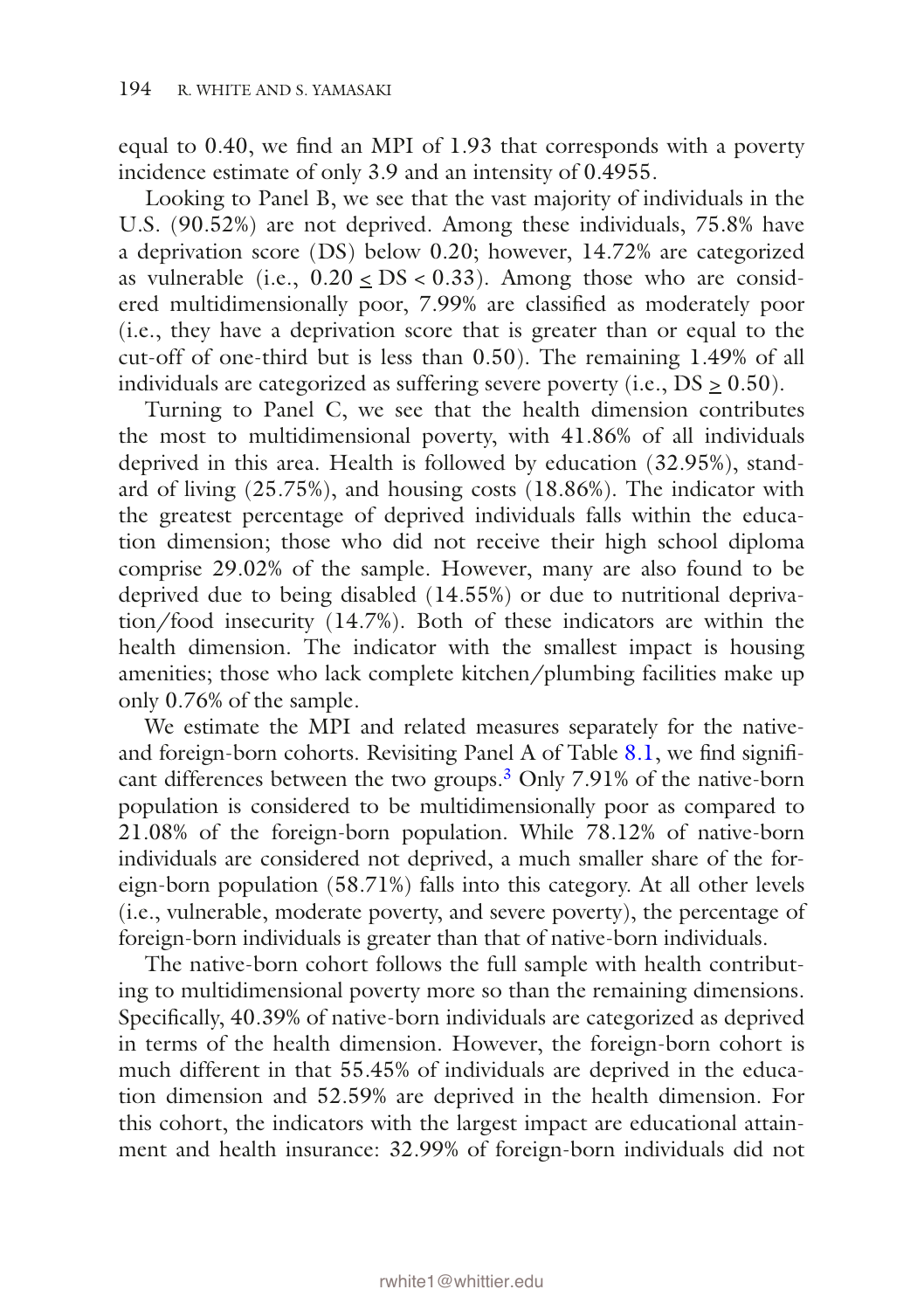equal to 0.40, we find an MPI of 1.93 that corresponds with a poverty incidence estimate of only 3.9 and an intensity of 0.4955.

Looking to Panel B, we see that the vast majority of individuals in the U.S. (90.52%) are not deprived. Among these individuals, 75.8% have a deprivation score (DS) below 0.20; however, 14.72% are categorized as vulnerable (i.e., $0.20 \leq DS < 0.33$). Among those who are considered multidimensionally poor, 7.99% are classified as moderately poor (i.e., they have a deprivation score that is greater than or equal to the cut-off of one-third but is less than 0.50). The remaining 1.49% of all individuals are categorized as suffering severe poverty (i.e., $DS \geq 0.50$).

Turning to Panel C, we see that the health dimension contributes the most to multidimensional poverty, with 41.86% of all individuals deprived in this area. Health is followed by education (32.95%), standard of living (25.75%), and housing costs (18.86%). The indicator with the greatest percentage of deprived individuals falls within the education dimension; those who did not receive their high school diploma comprise 29.02% of the sample. However, many are also found to be deprived due to being disabled (14.55%) or due to nutritional deprivation/food insecurity (14.7%). Both of these indicators are within the health dimension. The indicator with the smallest impact is housing amenities; those who lack complete kitchen/plumbing facilities make up only 0.76% of the sample.

We estimate the MPI and related measures separately for the native- and foreign-born cohorts. Revisiting Panel A of Table 8.1, we find significant differences between the two groups.[3] Only 7.91% of the native-born population is considered to be multidimensionally poor as compared to 21.08% of the foreign-born population. While 78.12% of native-born individuals are considered not deprived, a much smaller share of the foreign-born population (58.71%) falls into this category. At all other levels (i.e., vulnerable, moderate poverty, and severe poverty), the percentage of foreign-born individuals is greater than that of native-born individuals.

The native-born cohort follows the full sample with health contributing to multidimensional poverty more so than the remaining dimensions. Specifically, 40.39% of native-born individuals are categorized as deprived in terms of the health dimension. However, the foreign-born cohort is much different in that 55.45% of individuals are deprived in the education dimension and 52.59% are deprived in the health dimension. For this cohort, the indicators with the largest impact are educational attainment and health insurance: 32.99% of foreign-born individuals did not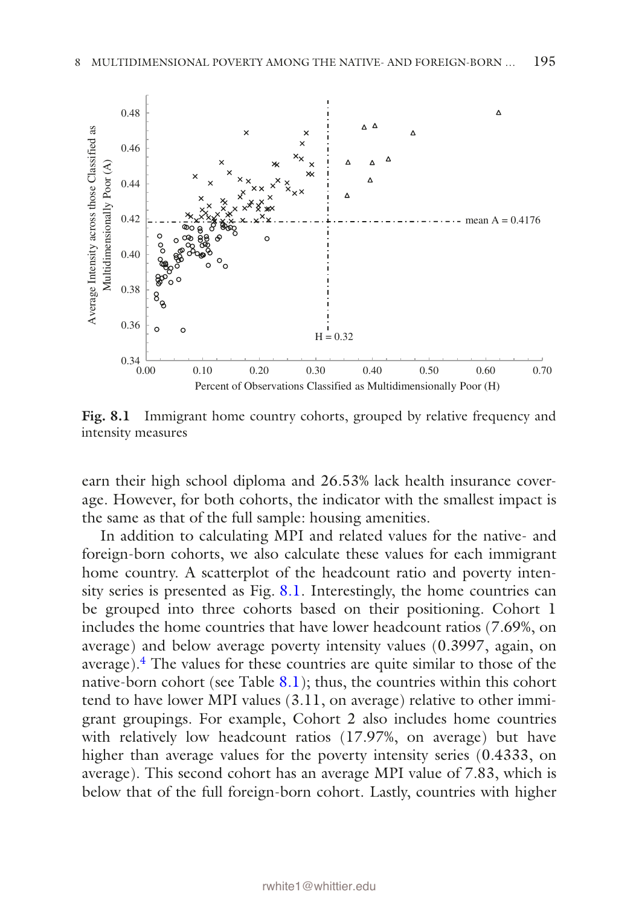0.48
0.46
0.44
0.42
0.40
0.38
0.36
0.34

Average Intensity across those Classified as Multidimensionally Poor (A)

0.00 0.10 0.20 0.30 0.40 0.50 0.60 0.70

Percent of Observations Classified as Multidimensionally Poor (H)

mean A = 0.4176

H = 0.32

**Fig. 8.1** Immigrant home country cohorts, grouped by relative frequency and intensity measures

earn their high school diploma and 26.53% lack health insurance coverage. However, for both cohorts, the indicator with the smallest impact is the same as that of the full sample: housing amenities.

In addition to calculating MPI and related values for the native- and foreign-born cohorts, we also calculate these values for each immigrant home country. A scatterplot of the headcount ratio and poverty intensity series is presented as Fig. 8.1. Interestingly, the home countries can be grouped into three cohorts based on their positioning. Cohort 1 includes the home countries that have lower headcount ratios (7.69%, on average) and below average poverty intensity values (0.3997, again, on average).[4] The values for these countries are quite similar to those of the native-born cohort (see Table 8.1); thus, the countries within this cohort tend to have lower MPI values (3.11, on average) relative to other immigrant groupings. For example, Cohort 2 also includes home countries with relatively low headcount ratios (17.97%, on average) but have higher than average values for the poverty intensity series (0.4333, on average). This second cohort has an average MPI value of 7.83, which is below that of the full foreign-born cohort. Lastly, countries with higher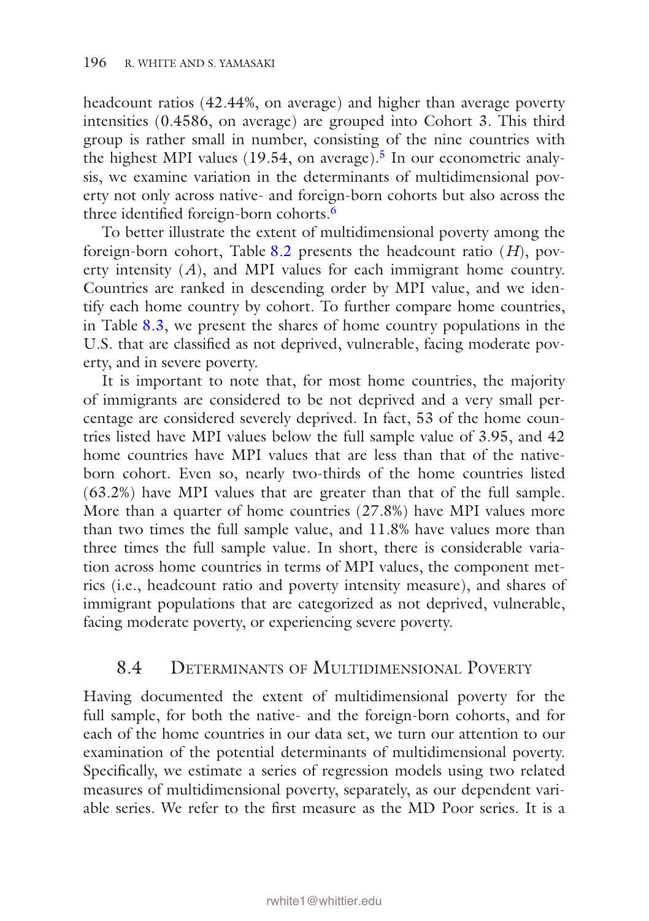headcount ratios (42.44%, on average) and higher than average poverty intensities (0.4586, on average) are grouped into Cohort 3. This third group is rather small in number, consisting of the nine countries with the highest MPI values (19.54, on average).[5] In our econometric analysis, we examine variation in the determinants of multidimensional poverty not only across native- and foreign-born cohorts but also across the three identified foreign-born cohorts.[6]

To better illustrate the extent of multidimensional poverty among the foreign-born cohort, Table 8.2 presents the headcount ratio ($H$), poverty intensity ($A$), and MPI values for each immigrant home country. Countries are ranked in descending order by MPI value, and we identify each home country by cohort. To further compare home countries, in Table 8.3, we present the shares of home country populations in the U.S. that are classified as not deprived, vulnerable, facing moderate poverty, and in severe poverty.

It is important to note that, for most home countries, the majority of immigrants are considered to be not deprived and a very small percentage are considered severely deprived. In fact, 53 of the home countries listed have MPI values below the full sample value of 3.95, and 42 home countries have MPI values that are less than that of the native-born cohort. Even so, nearly two-thirds of the home countries listed (63.2%) have MPI values that are greater than that of the full sample. More than a quarter of home countries (27.8%) have MPI values more than two times the full sample value, and 11.8% have values more than three times the full sample value. In short, there is considerable variation across home countries in terms of MPI values, the component metrics (i.e., headcount ratio and poverty intensity measure), and shares of immigrant populations that are categorized as not deprived, vulnerable, facing moderate poverty, or experiencing severe poverty.

## 8.4 Determinants of Multidimensional Poverty

Having documented the extent of multidimensional poverty for the full sample, for both the native- and the foreign-born cohorts, and for each of the home countries in our data set, we turn our attention to our examination of the potential determinants of multidimensional poverty. Specifically, we estimate a series of regression models using two related measures of multidimensional poverty, separately, as our dependent variable series. We refer to the first measure as the MD Poor series. It is a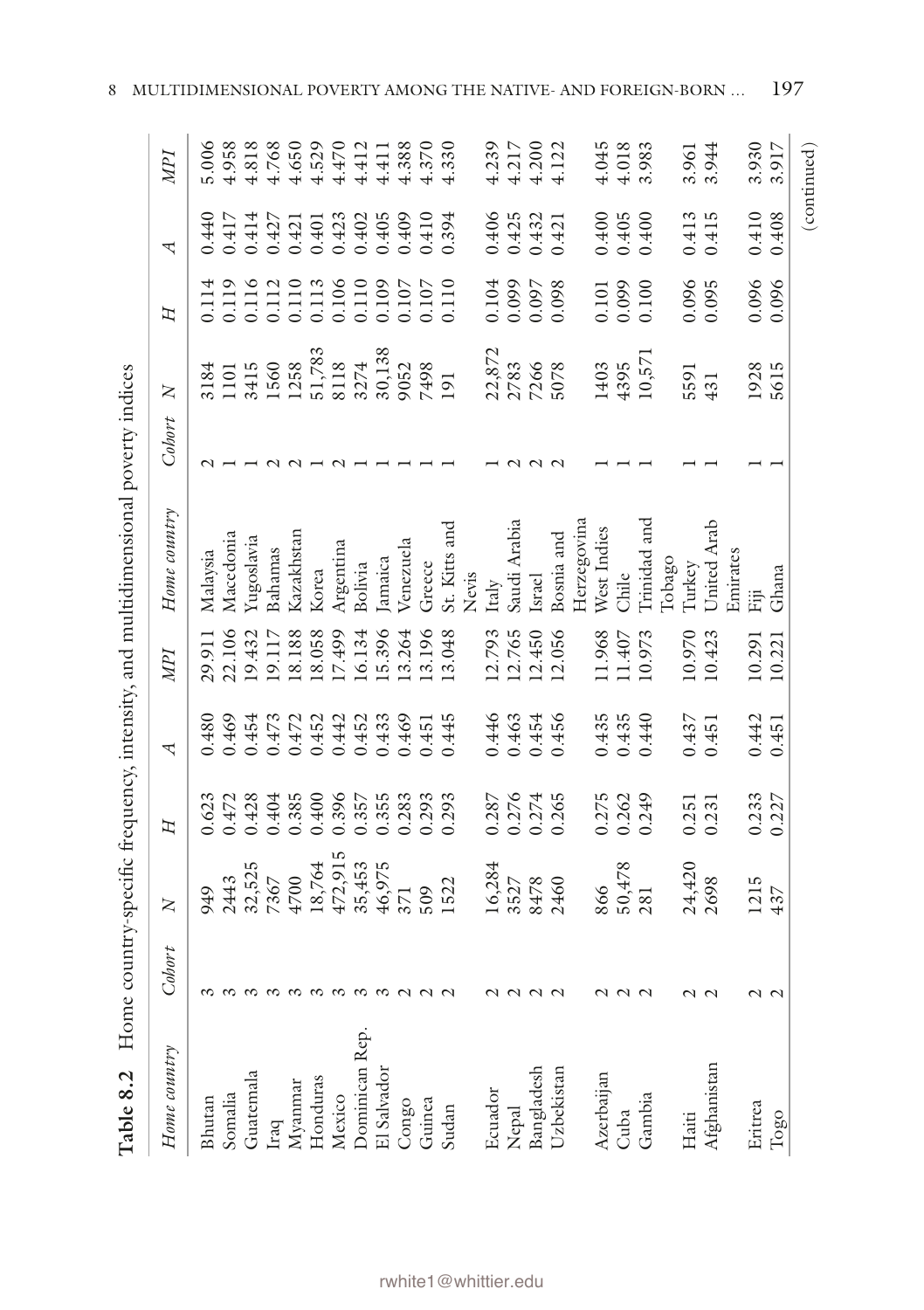**Table 8.2** Home country-specific frequency, intensity, and multidimensional poverty indices

| Home country | Cohort | N | H | A | MPI | Home country | Cohort | N | H | A | MPI |
|---|---|---|---|---|---|---|---|---|---|---|---|
| Bhutan | 3 | 949 | 0.623 | 0.480 | 29.911 | Malaysia | 2 | 3184 | 0.114 | 0.440 | 5.006 |
| Somalia | 3 | 2443 | 0.472 | 0.469 | 22.106 | Macedonia | 1 | 1101 | 0.119 | 0.417 | 4.958 |
| Guatemala | 3 | 32,525 | 0.428 | 0.454 | 19.432 | Yugoslavia | 1 | 3415 | 0.116 | 0.414 | 4.818 |
| Iraq | 3 | 7367 | 0.404 | 0.473 | 19.117 | Bahamas | 2 | 1560 | 0.112 | 0.427 | 4.768 |
| Myanmar | 3 | 4700 | 0.385 | 0.472 | 18.188 | Kazakhstan | 2 | 1258 | 0.110 | 0.421 | 4.650 |
| Honduras | 3 | 18,764 | 0.400 | 0.452 | 18.058 | Korea | 1 | 51,783 | 0.113 | 0.401 | 4.529 |
| Mexico | 3 | 472,915 | 0.396 | 0.442 | 17.499 | Argentina | 2 | 8118 | 0.106 | 0.423 | 4.470 |
| Dominican Rep. | 3 | 35,453 | 0.357 | 0.452 | 16.134 | Bolivia | 1 | 3274 | 0.110 | 0.402 | 4.412 |
| El Salvador | 3 | 46,975 | 0.355 | 0.433 | 15.396 | Jamaica | 1 | 30,138 | 0.109 | 0.405 | 4.411 |
| Congo | 2 | 371 | 0.283 | 0.469 | 13.264 | Venezuela | 1 | 9052 | 0.107 | 0.409 | 4.388 |
| Guinea | 2 | 509 | 0.293 | 0.451 | 13.196 | Greece | 1 | 7498 | 0.107 | 0.410 | 4.370 |
| Sudan | 2 | 1522 | 0.293 | 0.445 | 13.048 | St. Kitts and Nevis | 1 | 191 | 0.110 | 0.394 | 4.330 |
| Ecuador | 2 | 16,284 | 0.287 | 0.446 | 12.793 | Italy | 1 | 22,872 | 0.104 | 0.406 | 4.239 |
| Nepal | 2 | 3527 | 0.276 | 0.463 | 12.765 | Saudi Arabia | 2 | 2783 | 0.099 | 0.425 | 4.217 |
| Bangladesh | 2 | 8478 | 0.274 | 0.454 | 12.450 | Israel | 2 | 7266 | 0.097 | 0.432 | 4.200 |
| Uzbekistan | 2 | 2460 | 0.265 | 0.456 | 12.056 | Bosnia and Herzegovina | 2 | 5078 | 0.098 | 0.421 | 4.122 |
| Azerbaijan | 2 | 866 | 0.275 | 0.435 | 11.968 | West Indies | 1 | 1403 | 0.101 | 0.400 | 4.045 |
| Cuba | 2 | 50,478 | 0.262 | 0.435 | 11.407 | Chile | 1 | 4395 | 0.099 | 0.405 | 4.018 |
| Gambia | 2 | 281 | 0.249 | 0.440 | 10.973 | Trinidad and Tobago | 1 | 10,571 | 0.100 | 0.400 | 3.983 |
| Haiti | 2 | 24,420 | 0.251 | 0.437 | 10.970 | Turkey | 1 | 5591 | 0.096 | 0.413 | 3.961 |
| Afghanistan | 2 | 2698 | 0.231 | 0.451 | 10.423 | United Arab Emirates | 1 | 431 | 0.095 | 0.415 | 3.944 |
| Eritrea | 2 | 1215 | 0.233 | 0.442 | 10.291 | Fiji | 1 | 1928 | 0.096 | 0.410 | 3.930 |
| Togo | 2 | 437 | 0.227 | 0.451 | 10.221 | Ghana | 1 | 5615 | 0.096 | 0.408 | 3.917 |

(continued)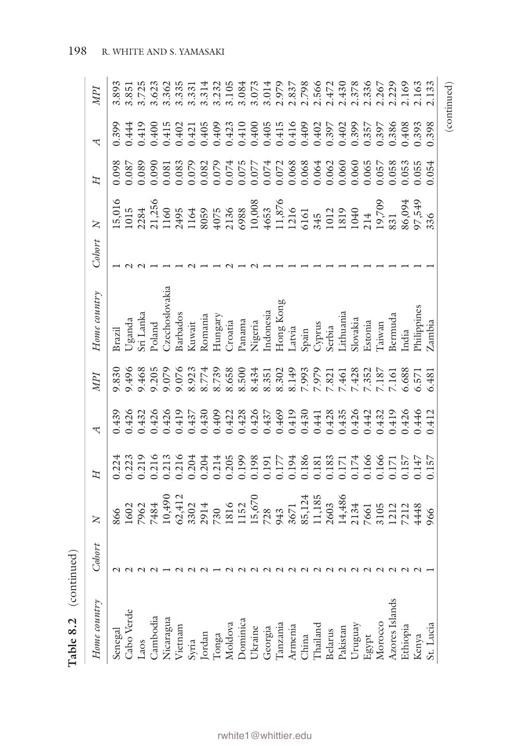**Table 8.2** (continued)

| *Home country* | *Cohort* | *N* | *H* | *A* | *MPI* | *Home country* | *Cohort* | *N* | *H* | *A* | *MPI* |
|---|---|---|---|---|---|---|---|---|---|---|---|
| Senegal | 2 | 866 | 0.224 | 0.439 | 9.830 | Brazil | 1 | 15,016 | 0.098 | 0.399 | 3.893 |
| Cabo Verde | 2 | 1602 | 0.223 | 0.426 | 9.496 | Uganda | 2 | 1015 | 0.087 | 0.444 | 3.851 |
| Laos | 2 | 7962 | 0.219 | 0.432 | 9.468 | Sri Lanka | 2 | 2284 | 0.089 | 0.419 | 3.725 |
| Cambodia | 2 | 7484 | 0.216 | 0.426 | 9.205 | Poland | 1 | 21,256 | 0.090 | 0.400 | 3.623 |
| Nicaragua | 1 | 10,490 | 0.213 | 0.426 | 9.079 | Czechoslovakia | 1 | 1160 | 0.081 | 0.415 | 3.362 |
| Vietnam | 2 | 62,412 | 0.216 | 0.419 | 9.076 | Barbados | 1 | 2495 | 0.083 | 0.402 | 3.335 |
| Syria | 2 | 3302 | 0.204 | 0.437 | 8.923 | Kuwait | 2 | 1164 | 0.079 | 0.421 | 3.331 |
| Jordan | 2 | 2914 | 0.204 | 0.430 | 8.774 | Romania | 1 | 8059 | 0.082 | 0.405 | 3.314 |
| Tonga | 1 | 730 | 0.214 | 0.409 | 8.739 | Hungary | 1 | 4075 | 0.079 | 0.409 | 3.232 |
| Moldova | 2 | 1816 | 0.205 | 0.422 | 8.658 | Croatia | 2 | 2136 | 0.074 | 0.423 | 3.105 |
| Dominica | 2 | 1152 | 0.199 | 0.428 | 8.500 | Panama | 1 | 6988 | 0.075 | 0.410 | 3.084 |
| Ukraine | 2 | 15,670 | 0.198 | 0.426 | 8.434 | Nigeria | 2 | 10,008 | 0.077 | 0.400 | 3.073 |
| Georgia | 2 | 728 | 0.191 | 0.437 | 8.351 | Indonesia | 1 | 4653 | 0.074 | 0.405 | 3.014 |
| Tanzania | 2 | 943 | 0.177 | 0.469 | 8.302 | Hong Kong | 1 | 11,876 | 0.072 | 0.415 | 2.979 |
| Armenia | 2 | 3671 | 0.194 | 0.419 | 8.149 | Latvia | 1 | 1216 | 0.068 | 0.416 | 2.837 |
| China | 2 | 85,124 | 0.186 | 0.430 | 7.993 | Spain | 1 | 6161 | 0.068 | 0.409 | 2.798 |
| Thailand | 2 | 11,185 | 0.181 | 0.441 | 7.979 | Cyprus | 1 | 345 | 0.064 | 0.402 | 2.566 |
| Belarus | 2 | 2603 | 0.183 | 0.428 | 7.821 | Serbia | 1 | 1012 | 0.062 | 0.397 | 2.472 |
| Pakistan | 2 | 14,486 | 0.171 | 0.435 | 7.461 | Lithuania | 1 | 1819 | 0.060 | 0.402 | 2.430 |
| Uruguay | 2 | 2134 | 0.174 | 0.426 | 7.428 | Slovakia | 1 | 1040 | 0.060 | 0.399 | 2.378 |
| Egypt | 2 | 7661 | 0.166 | 0.442 | 7.352 | Estonia | 1 | 214 | 0.065 | 0.357 | 2.336 |
| Morocco | 2 | 3105 | 0.166 | 0.432 | 7.187 | Taiwan | 1 | 19,709 | 0.057 | 0.397 | 2.267 |
| Azores Islands | 2 | 1212 | 0.171 | 0.419 | 7.161 | Bermuda | 1 | 831 | 0.058 | 0.386 | 2.229 |
| Ethiopia | 2 | 7212 | 0.157 | 0.426 | 6.688 | India | 1 | 86,094 | 0.053 | 0.408 | 2.169 |
| Kenya | 2 | 4448 | 0.147 | 0.446 | 6.571 | Philippines | 1 | 97,549 | 0.055 | 0.393 | 2.163 |
| St. Lucia | 1 | 966 | 0.157 | 0.412 | 6.481 | Zambia | 1 | 336 | 0.054 | 0.398 | 2.133 |

(continued)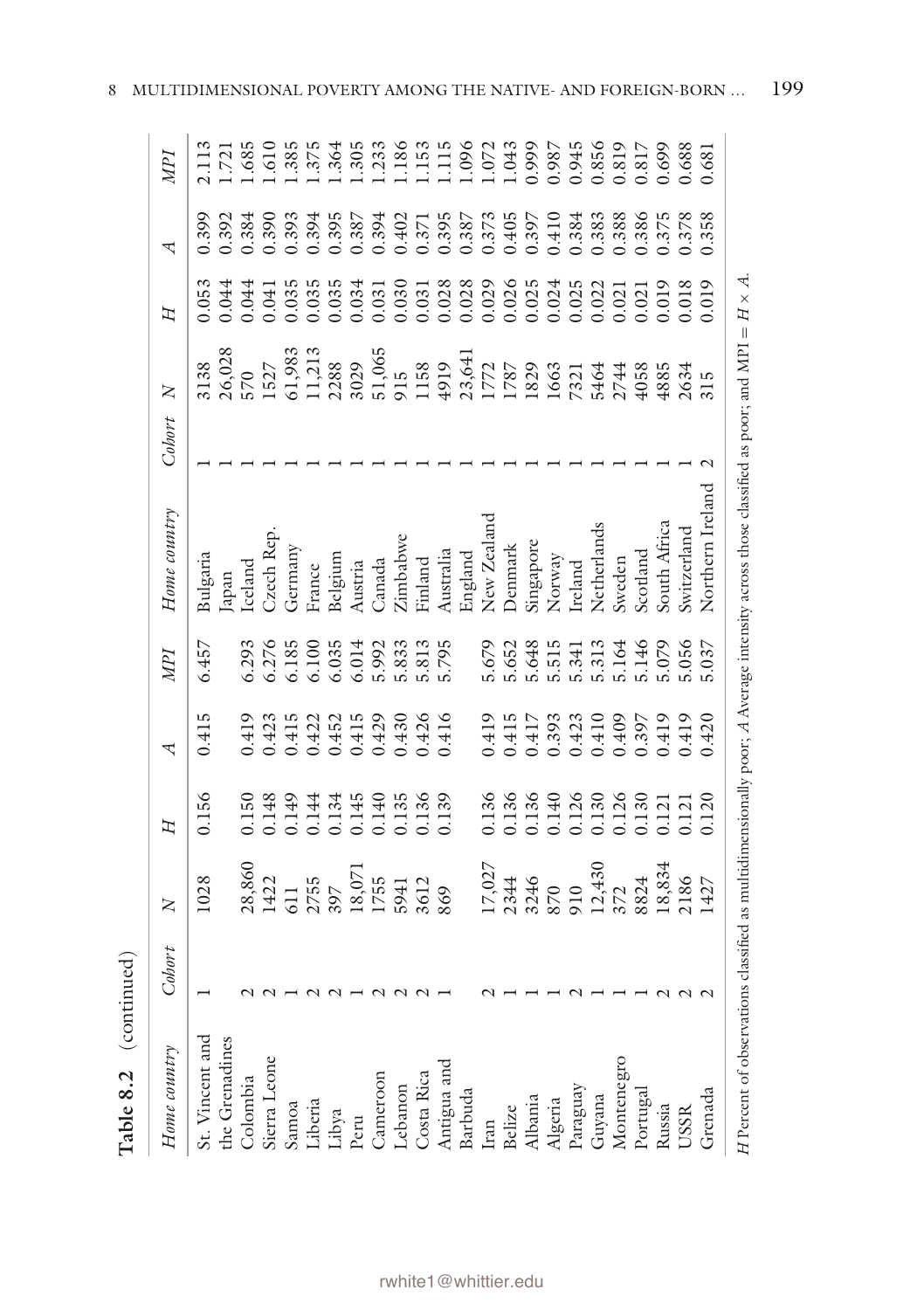**Table 8.2** (continued)

| *Home country* | *Cohort* | *N* | *H* | *A* | *MPI* | *Home country* | *Cohort* | *N* | *H* | *A* | *MPI* |
|---|---|---|---|---|---|---|---|---|---|---|---|
| St. Vincent and the Grenadines | 1 | 1028 | 0.156 | 0.415 | 6.457 | Bulgaria | 1 | 3138 | 0.053 | 0.399 | 2.113 |
| | | | | | | Japan | 1 | 26,028 | 0.044 | 0.392 | 1.721 |
| Colombia | 2 | 28,860 | 0.150 | 0.419 | 6.293 | Iceland | 1 | 570 | 0.044 | 0.384 | 1.685 |
| Sierra Leone | 2 | 1422 | 0.148 | 0.423 | 6.276 | Czech Rep. | 1 | 1527 | 0.041 | 0.390 | 1.610 |
| Samoa | 1 | 611 | 0.149 | 0.415 | 6.185 | Germany | 1 | 61,983 | 0.035 | 0.393 | 1.385 |
| Liberia | 2 | 2755 | 0.144 | 0.422 | 6.100 | France | 1 | 11,213 | 0.035 | 0.394 | 1.375 |
| Libya | 2 | 397 | 0.134 | 0.452 | 6.035 | Belgium | 1 | 2288 | 0.035 | 0.395 | 1.364 |
| Peru | 1 | 18,071 | 0.145 | 0.415 | 6.014 | Austria | 1 | 3029 | 0.034 | 0.387 | 1.305 |
| Cameroon | 2 | 1755 | 0.140 | 0.429 | 5.992 | Canada | 1 | 51,065 | 0.031 | 0.394 | 1.233 |
| Lebanon | 2 | 5941 | 0.135 | 0.430 | 5.833 | Zimbabwe | 1 | 915 | 0.030 | 0.402 | 1.186 |
| Costa Rica | 2 | 3612 | 0.136 | 0.426 | 5.813 | Finland | 1 | 1158 | 0.031 | 0.371 | 1.153 |
| Antigua and Barbuda | 1 | 869 | 0.139 | 0.416 | 5.795 | Australia | 1 | 4919 | 0.028 | 0.395 | 1.115 |
| | | | | | | England | 1 | 23,641 | 0.028 | 0.387 | 1.096 |
| Iran | 2 | 17,027 | 0.136 | 0.419 | 5.679 | New Zealand | 1 | 1772 | 0.029 | 0.373 | 1.072 |
| Belize | 1 | 2344 | 0.136 | 0.415 | 5.652 | Denmark | 1 | 1787 | 0.026 | 0.405 | 1.043 |
| Albania | 1 | 3246 | 0.136 | 0.417 | 5.648 | Singapore | 1 | 1829 | 0.025 | 0.397 | 0.999 |
| Algeria | 1 | 870 | 0.140 | 0.393 | 5.515 | Norway | 1 | 1663 | 0.024 | 0.410 | 0.987 |
| Paraguay | 2 | 910 | 0.126 | 0.423 | 5.341 | Ireland | 1 | 7321 | 0.025 | 0.384 | 0.945 |
| Guyana | 1 | 12,430 | 0.130 | 0.410 | 5.313 | Netherlands | 1 | 5464 | 0.022 | 0.383 | 0.856 |
| Montenegro | 1 | 372 | 0.126 | 0.409 | 5.164 | Sweden | 1 | 2744 | 0.021 | 0.388 | 0.819 |
| Portugal | 1 | 8824 | 0.130 | 0.397 | 5.146 | Scotland | 1 | 4058 | 0.021 | 0.386 | 0.817 |
| Russia | 2 | 18,834 | 0.121 | 0.419 | 5.079 | South Africa | 1 | 4885 | 0.019 | 0.375 | 0.699 |
| USSR | 2 | 2186 | 0.121 | 0.419 | 5.056 | Switzerland | 1 | 2634 | 0.018 | 0.378 | 0.688 |
| Grenada | 2 | 1427 | 0.120 | 0.420 | 5.037 | Northern Ireland | 2 | 315 | 0.019 | 0.358 | 0.681 |

*H* Percent of observations classified as multidimensionally poor; *A* Average intensity across those classified as poor; and MPI = $H \times A$.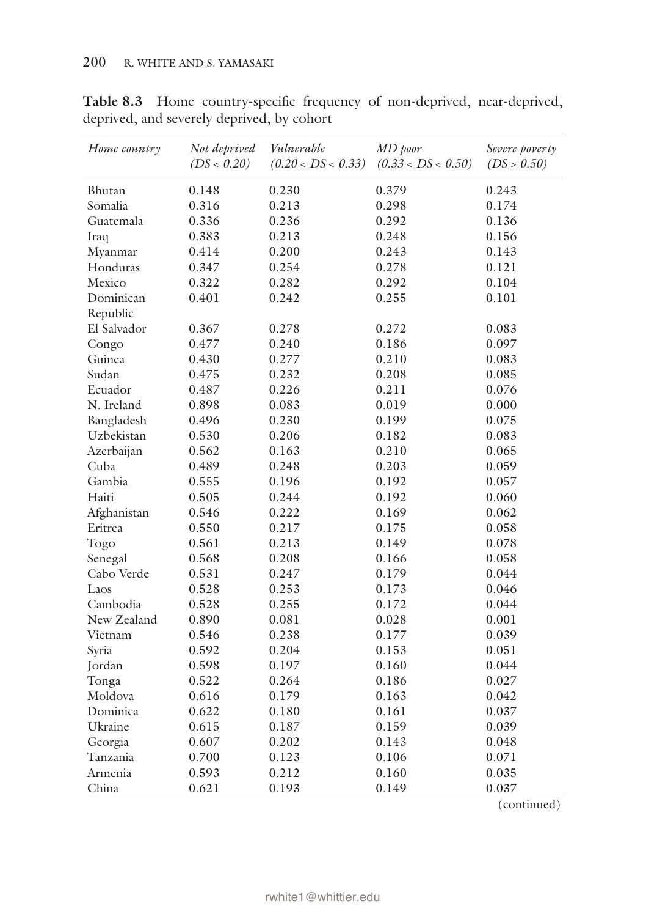**Table 8.3** Home country-specific frequency of non-deprived, near-deprived, deprived, and severely deprived, by cohort

| *Home country* | *Not deprived* *(DS < 0.20)* | *Vulnerable* *(0.20 ≤ DS < 0.33)* | *MD poor* *(0.33 ≤ DS < 0.50)* | *Severe poverty* *(DS ≥ 0.50)* |
|---|---|---|---|---|
| Bhutan | 0.148 | 0.230 | 0.379 | 0.243 |
| Somalia | 0.316 | 0.213 | 0.298 | 0.174 |
| Guatemala | 0.336 | 0.236 | 0.292 | 0.136 |
| Iraq | 0.383 | 0.213 | 0.248 | 0.156 |
| Myanmar | 0.414 | 0.200 | 0.243 | 0.143 |
| Honduras | 0.347 | 0.254 | 0.278 | 0.121 |
| Mexico | 0.322 | 0.282 | 0.292 | 0.104 |
| Dominican Republic | 0.401 | 0.242 | 0.255 | 0.101 |
| El Salvador | 0.367 | 0.278 | 0.272 | 0.083 |
| Congo | 0.477 | 0.240 | 0.186 | 0.097 |
| Guinea | 0.430 | 0.277 | 0.210 | 0.083 |
| Sudan | 0.475 | 0.232 | 0.208 | 0.085 |
| Ecuador | 0.487 | 0.226 | 0.211 | 0.076 |
| N. Ireland | 0.898 | 0.083 | 0.019 | 0.000 |
| Bangladesh | 0.496 | 0.230 | 0.199 | 0.075 |
| Uzbekistan | 0.530 | 0.206 | 0.182 | 0.083 |
| Azerbaijan | 0.562 | 0.163 | 0.210 | 0.065 |
| Cuba | 0.489 | 0.248 | 0.203 | 0.059 |
| Gambia | 0.555 | 0.196 | 0.192 | 0.057 |
| Haiti | 0.505 | 0.244 | 0.192 | 0.060 |
| Afghanistan | 0.546 | 0.222 | 0.169 | 0.062 |
| Eritrea | 0.550 | 0.217 | 0.175 | 0.058 |
| Togo | 0.561 | 0.213 | 0.149 | 0.078 |
| Senegal | 0.568 | 0.208 | 0.166 | 0.058 |
| Cabo Verde | 0.531 | 0.247 | 0.179 | 0.044 |
| Laos | 0.528 | 0.253 | 0.173 | 0.046 |
| Cambodia | 0.528 | 0.255 | 0.172 | 0.044 |
| New Zealand | 0.890 | 0.081 | 0.028 | 0.001 |
| Vietnam | 0.546 | 0.238 | 0.177 | 0.039 |
| Syria | 0.592 | 0.204 | 0.153 | 0.051 |
| Jordan | 0.598 | 0.197 | 0.160 | 0.044 |
| Tonga | 0.522 | 0.264 | 0.186 | 0.027 |
| Moldova | 0.616 | 0.179 | 0.163 | 0.042 |
| Dominica | 0.622 | 0.180 | 0.161 | 0.037 |
| Ukraine | 0.615 | 0.187 | 0.159 | 0.039 |
| Georgia | 0.607 | 0.202 | 0.143 | 0.048 |
| Tanzania | 0.700 | 0.123 | 0.106 | 0.071 |
| Armenia | 0.593 | 0.212 | 0.160 | 0.035 |
| China | 0.621 | 0.193 | 0.149 | 0.037 |

(continued)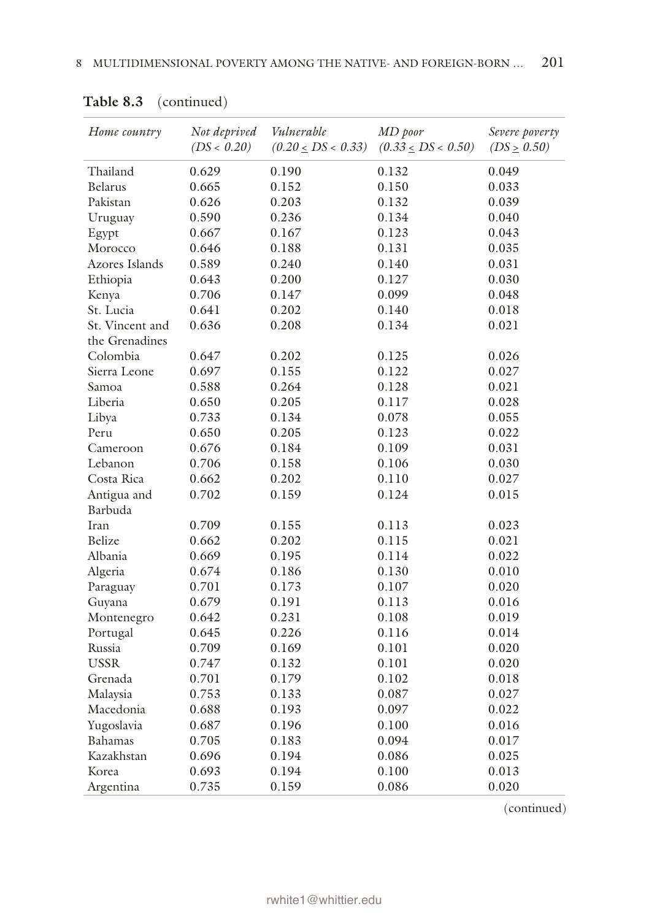**Table 8.3** (continued)

| *Home country* | *Not deprived (DS < 0.20)* | *Vulnerable (0.20 ≤ DS < 0.33)* | *MD poor (0.33 ≤ DS < 0.50)* | *Severe poverty (DS ≥ 0.50)* |
|---|---|---|---|---|
| Thailand | 0.629 | 0.190 | 0.132 | 0.049 |
| Belarus | 0.665 | 0.152 | 0.150 | 0.033 |
| Pakistan | 0.626 | 0.203 | 0.132 | 0.039 |
| Uruguay | 0.590 | 0.236 | 0.134 | 0.040 |
| Egypt | 0.667 | 0.167 | 0.123 | 0.043 |
| Morocco | 0.646 | 0.188 | 0.131 | 0.035 |
| Azores Islands | 0.589 | 0.240 | 0.140 | 0.031 |
| Ethiopia | 0.643 | 0.200 | 0.127 | 0.030 |
| Kenya | 0.706 | 0.147 | 0.099 | 0.048 |
| St. Lucia | 0.641 | 0.202 | 0.140 | 0.018 |
| St. Vincent and the Grenadines | 0.636 | 0.208 | 0.134 | 0.021 |
| Colombia | 0.647 | 0.202 | 0.125 | 0.026 |
| Sierra Leone | 0.697 | 0.155 | 0.122 | 0.027 |
| Samoa | 0.588 | 0.264 | 0.128 | 0.021 |
| Liberia | 0.650 | 0.205 | 0.117 | 0.028 |
| Libya | 0.733 | 0.134 | 0.078 | 0.055 |
| Peru | 0.650 | 0.205 | 0.123 | 0.022 |
| Cameroon | 0.676 | 0.184 | 0.109 | 0.031 |
| Lebanon | 0.706 | 0.158 | 0.106 | 0.030 |
| Costa Rica | 0.662 | 0.202 | 0.110 | 0.027 |
| Antigua and Barbuda | 0.702 | 0.159 | 0.124 | 0.015 |
| Iran | 0.709 | 0.155 | 0.113 | 0.023 |
| Belize | 0.662 | 0.202 | 0.115 | 0.021 |
| Albania | 0.669 | 0.195 | 0.114 | 0.022 |
| Algeria | 0.674 | 0.186 | 0.130 | 0.010 |
| Paraguay | 0.701 | 0.173 | 0.107 | 0.020 |
| Guyana | 0.679 | 0.191 | 0.113 | 0.016 |
| Montenegro | 0.642 | 0.231 | 0.108 | 0.019 |
| Portugal | 0.645 | 0.226 | 0.116 | 0.014 |
| Russia | 0.709 | 0.169 | 0.101 | 0.020 |
| USSR | 0.747 | 0.132 | 0.101 | 0.020 |
| Grenada | 0.701 | 0.179 | 0.102 | 0.018 |
| Malaysia | 0.753 | 0.133 | 0.087 | 0.027 |
| Macedonia | 0.688 | 0.193 | 0.097 | 0.022 |
| Yugoslavia | 0.687 | 0.196 | 0.100 | 0.016 |
| Bahamas | 0.705 | 0.183 | 0.094 | 0.017 |
| Kazakhstan | 0.696 | 0.194 | 0.086 | 0.025 |
| Korea | 0.693 | 0.194 | 0.100 | 0.013 |
| Argentina | 0.735 | 0.159 | 0.086 | 0.020 |

(continued)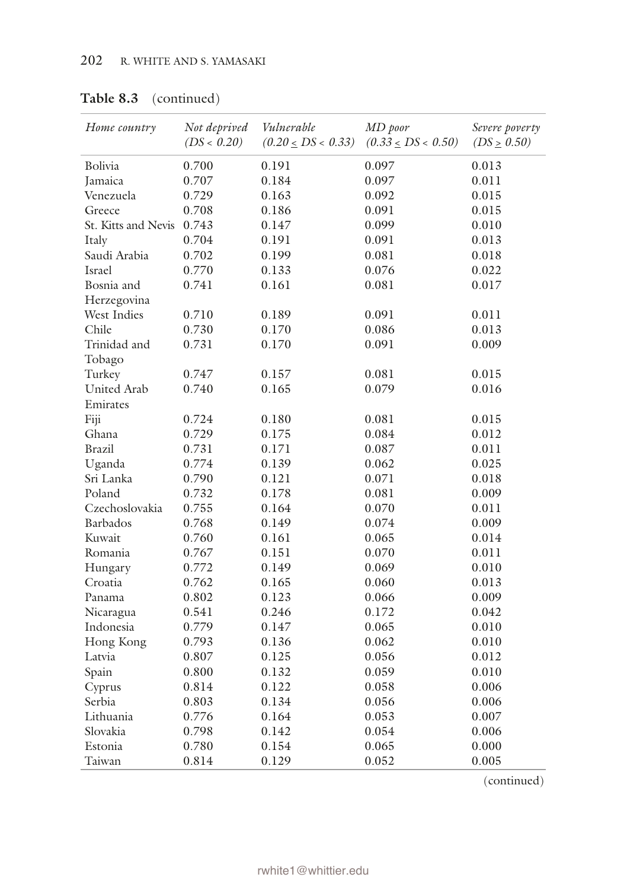**Table 8.3** (continued)

| *Home country* | *Not deprived* *(DS < 0.20)* | *Vulnerable* *(0.20 ≤ DS < 0.33)* | *MD poor* *(0.33 ≤ DS < 0.50)* | *Severe poverty* *(DS ≥ 0.50)* |
|---|---|---|---|---|
| Bolivia | 0.700 | 0.191 | 0.097 | 0.013 |
| Jamaica | 0.707 | 0.184 | 0.097 | 0.011 |
| Venezuela | 0.729 | 0.163 | 0.092 | 0.015 |
| Greece | 0.708 | 0.186 | 0.091 | 0.015 |
| St. Kitts and Nevis | 0.743 | 0.147 | 0.099 | 0.010 |
| Italy | 0.704 | 0.191 | 0.091 | 0.013 |
| Saudi Arabia | 0.702 | 0.199 | 0.081 | 0.018 |
| Israel | 0.770 | 0.133 | 0.076 | 0.022 |
| Bosnia and Herzegovina | 0.741 | 0.161 | 0.081 | 0.017 |
| West Indies | 0.710 | 0.189 | 0.091 | 0.011 |
| Chile | 0.730 | 0.170 | 0.086 | 0.013 |
| Trinidad and Tobago | 0.731 | 0.170 | 0.091 | 0.009 |
| Turkey | 0.747 | 0.157 | 0.081 | 0.015 |
| United Arab Emirates | 0.740 | 0.165 | 0.079 | 0.016 |
| Fiji | 0.724 | 0.180 | 0.081 | 0.015 |
| Ghana | 0.729 | 0.175 | 0.084 | 0.012 |
| Brazil | 0.731 | 0.171 | 0.087 | 0.011 |
| Uganda | 0.774 | 0.139 | 0.062 | 0.025 |
| Sri Lanka | 0.790 | 0.121 | 0.071 | 0.018 |
| Poland | 0.732 | 0.178 | 0.081 | 0.009 |
| Czechoslovakia | 0.755 | 0.164 | 0.070 | 0.011 |
| Barbados | 0.768 | 0.149 | 0.074 | 0.009 |
| Kuwait | 0.760 | 0.161 | 0.065 | 0.014 |
| Romania | 0.767 | 0.151 | 0.070 | 0.011 |
| Hungary | 0.772 | 0.149 | 0.069 | 0.010 |
| Croatia | 0.762 | 0.165 | 0.060 | 0.013 |
| Panama | 0.802 | 0.123 | 0.066 | 0.009 |
| Nicaragua | 0.541 | 0.246 | 0.172 | 0.042 |
| Indonesia | 0.779 | 0.147 | 0.065 | 0.010 |
| Hong Kong | 0.793 | 0.136 | 0.062 | 0.010 |
| Latvia | 0.807 | 0.125 | 0.056 | 0.012 |
| Spain | 0.800 | 0.132 | 0.059 | 0.010 |
| Cyprus | 0.814 | 0.122 | 0.058 | 0.006 |
| Serbia | 0.803 | 0.134 | 0.056 | 0.006 |
| Lithuania | 0.776 | 0.164 | 0.053 | 0.007 |
| Slovakia | 0.798 | 0.142 | 0.054 | 0.006 |
| Estonia | 0.780 | 0.154 | 0.065 | 0.000 |
| Taiwan | 0.814 | 0.129 | 0.052 | 0.005 |

(continued)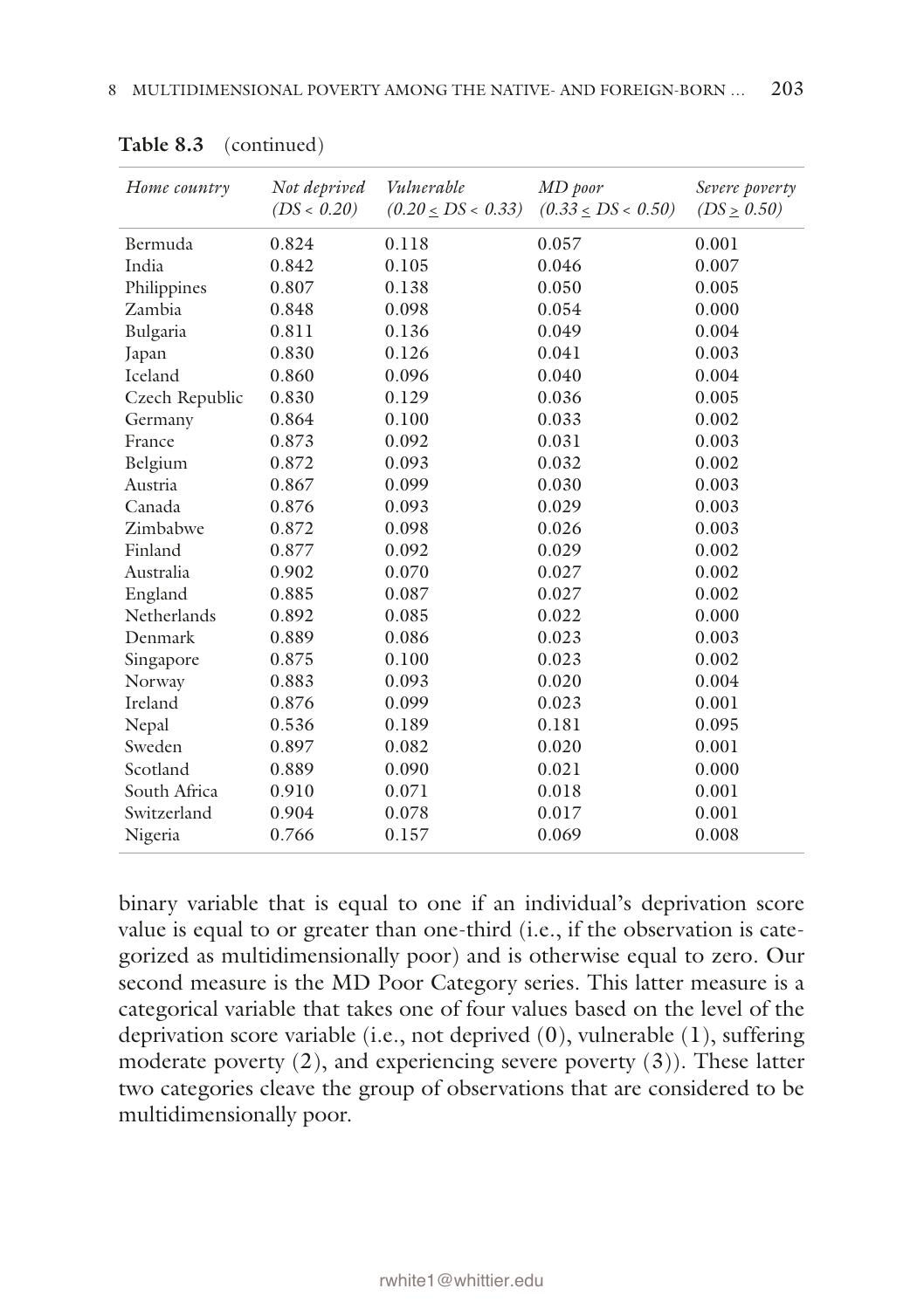**Table 8.3** (continued)

| *Home country* | *Not deprived* *(DS < 0.20)* | *Vulnerable* *(0.20 ≤ DS < 0.33)* | *MD poor* *(0.33 ≤ DS < 0.50)* | *Severe poverty* *(DS ≥ 0.50)* |
|---|---|---|---|---|
| Bermuda | 0.824 | 0.118 | 0.057 | 0.001 |
| India | 0.842 | 0.105 | 0.046 | 0.007 |
| Philippines | 0.807 | 0.138 | 0.050 | 0.005 |
| Zambia | 0.848 | 0.098 | 0.054 | 0.000 |
| Bulgaria | 0.811 | 0.136 | 0.049 | 0.004 |
| Japan | 0.830 | 0.126 | 0.041 | 0.003 |
| Iceland | 0.860 | 0.096 | 0.040 | 0.004 |
| Czech Republic | 0.830 | 0.129 | 0.036 | 0.005 |
| Germany | 0.864 | 0.100 | 0.033 | 0.002 |
| France | 0.873 | 0.092 | 0.031 | 0.003 |
| Belgium | 0.872 | 0.093 | 0.032 | 0.002 |
| Austria | 0.867 | 0.099 | 0.030 | 0.003 |
| Canada | 0.876 | 0.093 | 0.029 | 0.003 |
| Zimbabwe | 0.872 | 0.098 | 0.026 | 0.003 |
| Finland | 0.877 | 0.092 | 0.029 | 0.002 |
| Australia | 0.902 | 0.070 | 0.027 | 0.002 |
| England | 0.885 | 0.087 | 0.027 | 0.002 |
| Netherlands | 0.892 | 0.085 | 0.022 | 0.000 |
| Denmark | 0.889 | 0.086 | 0.023 | 0.003 |
| Singapore | 0.875 | 0.100 | 0.023 | 0.002 |
| Norway | 0.883 | 0.093 | 0.020 | 0.004 |
| Ireland | 0.876 | 0.099 | 0.023 | 0.001 |
| Nepal | 0.536 | 0.189 | 0.181 | 0.095 |
| Sweden | 0.897 | 0.082 | 0.020 | 0.001 |
| Scotland | 0.889 | 0.090 | 0.021 | 0.000 |
| South Africa | 0.910 | 0.071 | 0.018 | 0.001 |
| Switzerland | 0.904 | 0.078 | 0.017 | 0.001 |
| Nigeria | 0.766 | 0.157 | 0.069 | 0.008 |

binary variable that is equal to one if an individual's deprivation score value is equal to or greater than one-third (i.e., if the observation is categorized as multidimensionally poor) and is otherwise equal to zero. Our second measure is the MD Poor Category series. This latter measure is a categorical variable that takes one of four values based on the level of the deprivation score variable (i.e., not deprived (0), vulnerable (1), suffering moderate poverty (2), and experiencing severe poverty (3)). These latter two categories cleave the group of observations that are considered to be multidimensionally poor.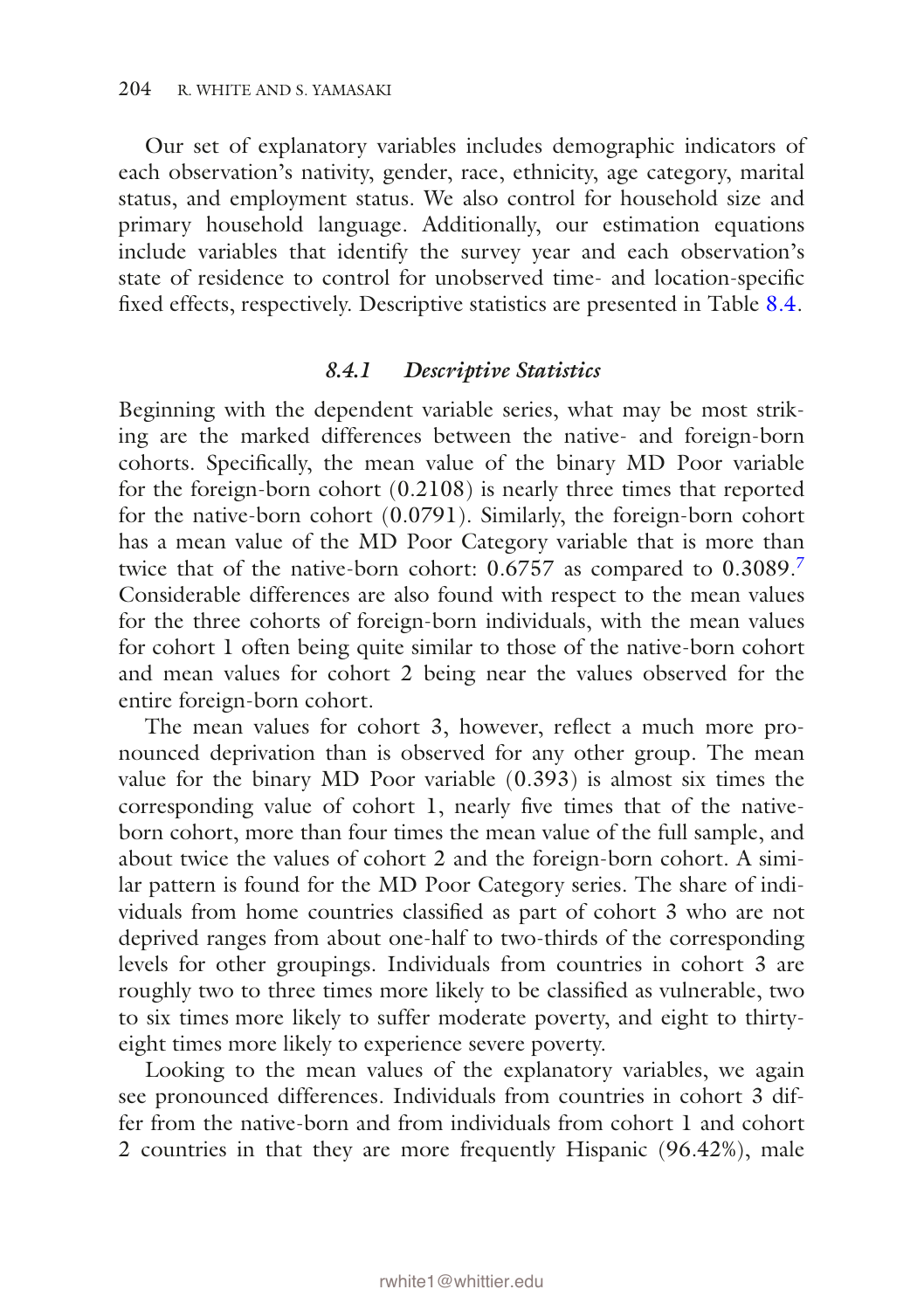Our set of explanatory variables includes demographic indicators of each observation's nativity, gender, race, ethnicity, age category, marital status, and employment status. We also control for household size and primary household language. Additionally, our estimation equations include variables that identify the survey year and each observation's state of residence to control for unobserved time- and location-specific fixed effects, respectively. Descriptive statistics are presented in Table 8.4.

### *8.4.1 Descriptive Statistics*

Beginning with the dependent variable series, what may be most striking are the marked differences between the native- and foreign-born cohorts. Specifically, the mean value of the binary MD Poor variable for the foreign-born cohort (0.2108) is nearly three times that reported for the native-born cohort (0.0791). Similarly, the foreign-born cohort has a mean value of the MD Poor Category variable that is more than twice that of the native-born cohort: 0.6757 as compared to 0.3089.[7] Considerable differences are also found with respect to the mean values for the three cohorts of foreign-born individuals, with the mean values for cohort 1 often being quite similar to those of the native-born cohort and mean values for cohort 2 being near the values observed for the entire foreign-born cohort.

The mean values for cohort 3, however, reflect a much more pronounced deprivation than is observed for any other group. The mean value for the binary MD Poor variable (0.393) is almost six times the corresponding value of cohort 1, nearly five times that of the native-born cohort, more than four times the mean value of the full sample, and about twice the values of cohort 2 and the foreign-born cohort. A similar pattern is found for the MD Poor Category series. The share of individuals from home countries classified as part of cohort 3 who are not deprived ranges from about one-half to two-thirds of the corresponding levels for other groupings. Individuals from countries in cohort 3 are roughly two to three times more likely to be classified as vulnerable, two to six times more likely to suffer moderate poverty, and eight to thirty-eight times more likely to experience severe poverty.

Looking to the mean values of the explanatory variables, we again see pronounced differences. Individuals from countries in cohort 3 differ from the native-born and from individuals from cohort 1 and cohort 2 countries in that they are more frequently Hispanic (96.42%), male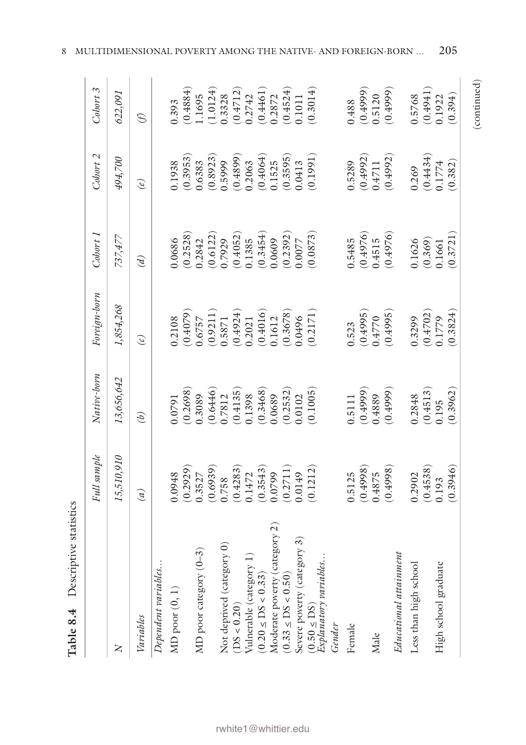**Table 8.4** Descriptive statistics

| | Full sample | Native-born | Foreign-born | Cohort 1 | Cohort 2 | Cohort 3 |
|---|---|---|---|---|---|---|
| N | 15,510,910 | 13,656,642 | 1,854,268 | 737,477 | 494,700 | 622,091 |
| *Variables* | *(a)* | *(b)* | *(c)* | *(d)* | *(e)* | *(f)* |
| *Dependent variables…* | | | | | | |
| MD poor (0, 1) | 0.0948 | 0.0791 | 0.2108 | 0.0686 | 0.1938 | 0.393 |
| | (0.2929) | (0.2698) | (0.4079) | (0.2528) | (0.3953) | (0.4884) |
| MD poor category (0–3) | 0.3527 | 0.3089 | 0.6757 | 0.2842 | 0.6383 | 1.1695 |
| | (0.6939) | (0.6446) | (0.9211) | (0.6122) | (0.8923) | (1.0124) |
| Not deprived (category 0) | 0.758 | 0.7812 | 0.5871 | 0.7929 | 0.5999 | 0.3328 |
| (DS < 0.20) | (0.4283) | (0.4135) | (0.4924) | (0.4052) | (0.4899) | (0.4712) |
| Vulnerable (category 1) | 0.1472 | 0.1398 | 0.2021 | 0.1385 | 0.2063 | 0.2742 |
| (0.20 ≤ DS < 0.33) | (0.3543) | (0.3468) | (0.4016) | (0.3454) | (0.4064) | (0.4461) |
| Moderate poverty (category 2) | 0.0799 | 0.0689 | 0.1612 | 0.0609 | 0.1525 | 0.2872 |
| (0.33 ≤ DS < 0.50) | (0.2711) | (0.2532) | (0.3678) | (0.2392) | (0.3595) | (0.4524) |
| Severe poverty (category 3) | 0.0149 | 0.0102 | 0.0496 | 0.0077 | 0.0413 | 0.1011 |
| (0.50 ≤ DS) | (0.1212) | (0.1005) | (0.2171) | (0.0873) | (0.1991) | (0.3014) |
| *Explanatory variables…* | | | | | | |
| *Gender* | | | | | | |
| Female | 0.5125 | 0.5111 | 0.523 | 0.5485 | 0.5289 | 0.488 |
| | (0.4998) | (0.4999) | (0.4995) | (0.4976) | (0.4992) | (0.4999) |
| Male | 0.4875 | 0.4889 | 0.4770 | 0.4515 | 0.4711 | 0.5120 |
| | (0.4998) | (0.4999) | (0.4995) | (0.4976) | (0.4992) | (0.4999) |
| *Educational attainment* | | | | | | |
| Less than high school | 0.2902 | 0.2848 | 0.3299 | 0.1626 | 0.269 | 0.5768 |
| | (0.4538) | (0.4513) | (0.4702) | (0.369) | (0.4434) | (0.4941) |
| High school graduate | 0.193 | 0.195 | 0.1779 | 0.1661 | 0.1774 | 0.1922 |
| | (0.3946) | (0.3962) | (0.3824) | (0.3721) | (0.382) | (0.394) |

(continued)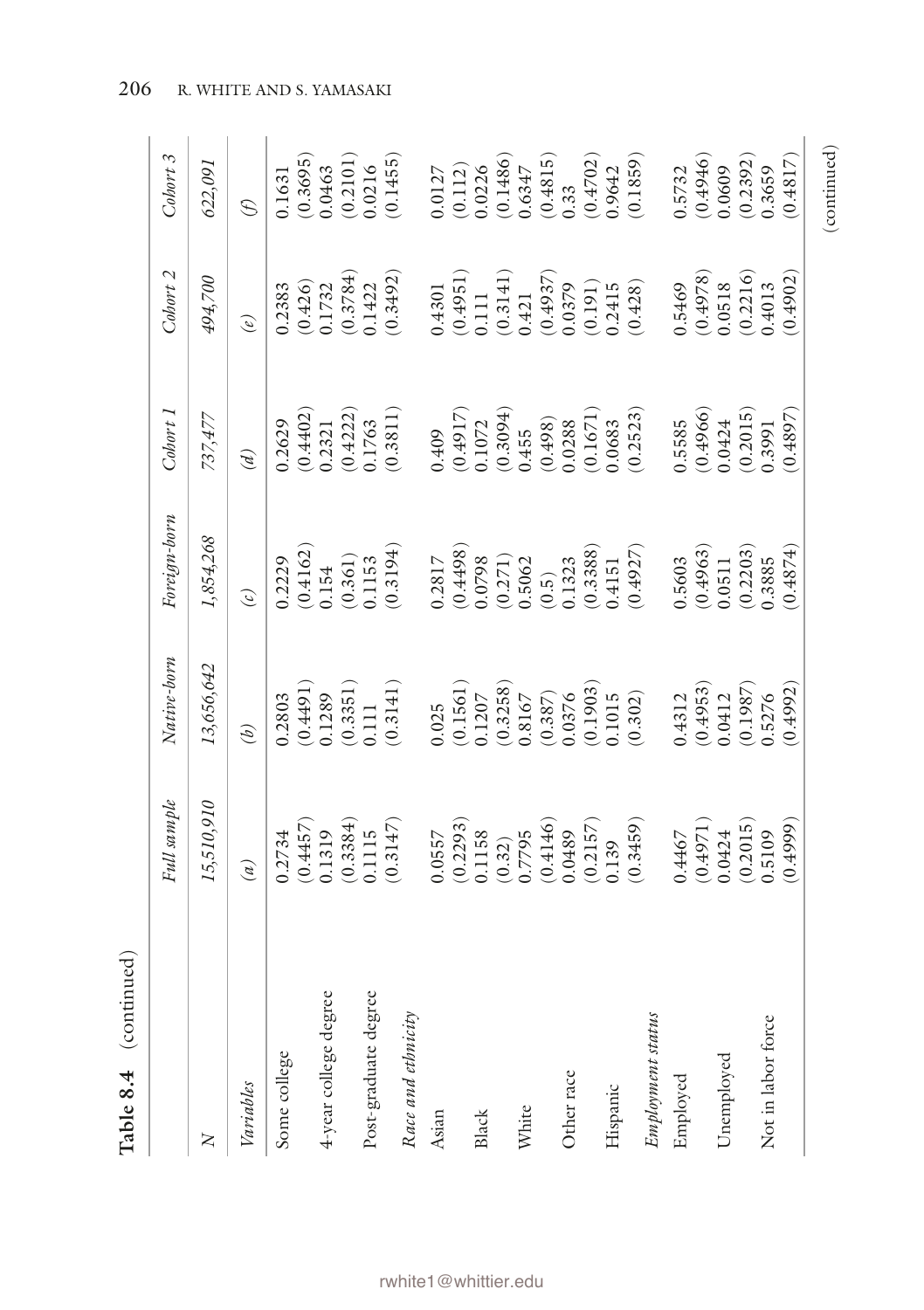**Table 8.4** (continued)

| | Full sample | Native-born | Foreign-born | Cohort 1 | Cohort 2 | Cohort 3 |
|---|---|---|---|---|---|---|
| N | *15,510,910* | *13,656,642* | *1,854,268* | *737,477* | *494,700* | *622,091* |
| *Variables* | *(a)* | *(b)* | *(c)* | *(d)* | *(e)* | *(f)* |
| Some college | 0.2734 | 0.2803 | 0.2229 | 0.2629 | 0.2383 | 0.1631 |
| | (0.4457) | (0.4491) | (0.4162) | (0.4402) | (0.426) | (0.3695) |
| 4-year college degree | 0.1319 | 0.1289 | 0.154 | 0.2321 | 0.1732 | 0.0463 |
| | (0.3384) | (0.3351) | (0.361) | (0.4222) | (0.3784) | (0.2101) |
| Post-graduate degree | 0.1115 | 0.111 | 0.1153 | 0.1763 | 0.1422 | 0.0216 |
| | (0.3147) | (0.3141) | (0.3194) | (0.3811) | (0.3492) | (0.1455) |
| *Race and ethnicity* | | | | | | |
| Asian | 0.0557 | 0.025 | 0.2817 | 0.409 | 0.4301 | 0.0127 |
| | (0.2293) | (0.1561) | (0.4498) | (0.4917) | (0.4951) | (0.112) |
| Black | 0.1158 | 0.1207 | 0.0798 | 0.1072 | 0.111 | 0.0226 |
| | (0.32) | (0.3258) | (0.271) | (0.3094) | (0.3141) | (0.1486) |
| White | 0.7795 | 0.8167 | 0.5062 | 0.455 | 0.421 | 0.6347 |
| | (0.4146) | (0.387) | (0.5) | (0.498) | (0.4937) | (0.4815) |
| Other race | 0.0489 | 0.0376 | 0.1323 | 0.0288 | 0.0379 | 0.33 |
| | (0.2157) | (0.1903) | (0.3388) | (0.1671) | (0.191) | (0.4702) |
| Hispanic | 0.139 | 0.1015 | 0.4151 | 0.0683 | 0.2415 | 0.9642 |
| | (0.3459) | (0.302) | (0.4927) | (0.2523) | (0.428) | (0.1859) |
| *Employment status* | | | | | | |
| Employed | 0.4467 | 0.4312 | 0.5603 | 0.5585 | 0.5469 | 0.5732 |
| | (0.4971) | (0.4953) | (0.4963) | (0.4966) | (0.4978) | (0.4946) |
| Unemployed | 0.0424 | 0.0412 | 0.0511 | 0.0424 | 0.0518 | 0.0609 |
| | (0.2015) | (0.1987) | (0.2203) | (0.2015) | (0.2216) | (0.2392) |
| Not in labor force | 0.5109 | 0.5276 | 0.3885 | 0.3991 | 0.4013 | 0.3659 |
| | (0.4999) | (0.4992) | (0.4874) | (0.4897) | (0.4902) | (0.4817) |

(continued)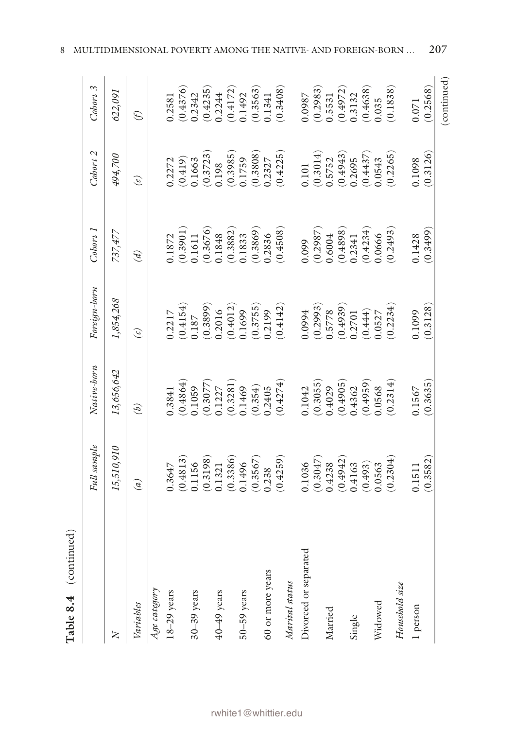**Table 8.4** (continued)

| | Full sample | Native-born | Foreign-born | Cohort 1 | Cohort 2 | Cohort 3 |
|---|---|---|---|---|---|---|
| N | *15,510,910* | *13,656,642* | *1,854,268* | *737,477* | *494,700* | *622,091* |
| *Variables* | *(a)* | *(b)* | *(c)* | *(d)* | *(e)* | *(f)* |
| *Age category* | | | | | | |
| 18–29 years | 0.3647 | 0.3841 | 0.2217 | 0.1872 | 0.2272 | 0.2581 |
| | (0.4813) | (0.4864) | (0.4154) | (0.3901) | (0.419) | (0.4376) |
| 30–39 years | 0.1156 | 0.1059 | 0.187 | 0.1611 | 0.1663 | 0.2342 |
| | (0.3198) | (0.3077) | (0.3899) | (0.3676) | (0.3723) | (0.4235) |
| 40–49 years | 0.1321 | 0.1227 | 0.2016 | 0.1848 | 0.198 | 0.2244 |
| | (0.3386) | (0.3281) | (0.4012) | (0.3882) | (0.3985) | (0.4172) |
| 50–59 years | 0.1496 | 0.1469 | 0.1699 | 0.1833 | 0.1759 | 0.1492 |
| | (0.3567) | (0.354) | (0.3755) | (0.3869) | (0.3808) | (0.3563) |
| 60 or more years | 0.238 | 0.2405 | 0.2199 | 0.2836 | 0.2327 | 0.1341 |
| | (0.4259) | (0.4274) | (0.4142) | (0.4508) | (0.4225) | (0.3408) |
| *Marital status* | | | | | | |
| Divorced or separated | 0.1036 | 0.1042 | 0.0994 | 0.099 | 0.101 | 0.0987 |
| | (0.3047) | (0.3055) | (0.2993) | (0.2987) | (0.3014) | (0.2983) |
| Married | 0.4238 | 0.4029 | 0.5778 | 0.6004 | 0.5752 | 0.5531 |
| | (0.4942) | (0.4905) | (0.4939) | (0.4898) | (0.4943) | (0.4972) |
| Single | 0.4163 | 0.4362 | 0.2701 | 0.2341 | 0.2695 | 0.3132 |
| | (0.493) | (0.4959) | (0.444) | (0.4234) | (0.4437) | (0.4638) |
| Widowed | 0.0563 | 0.0568 | 0.0527 | 0.0666 | 0.0543 | 0.035 |
| | (0.2304) | (0.2314) | (0.2234) | (0.2493) | (0.2265) | (0.1838) |
| *Household size* | | | | | | |
| 1 person | 0.1511 | 0.1567 | 0.1099 | 0.1428 | 0.1098 | 0.071 |
| | (0.3582) | (0.3635) | (0.3128) | (0.3499) | (0.3126) | (0.2568) |

(continued)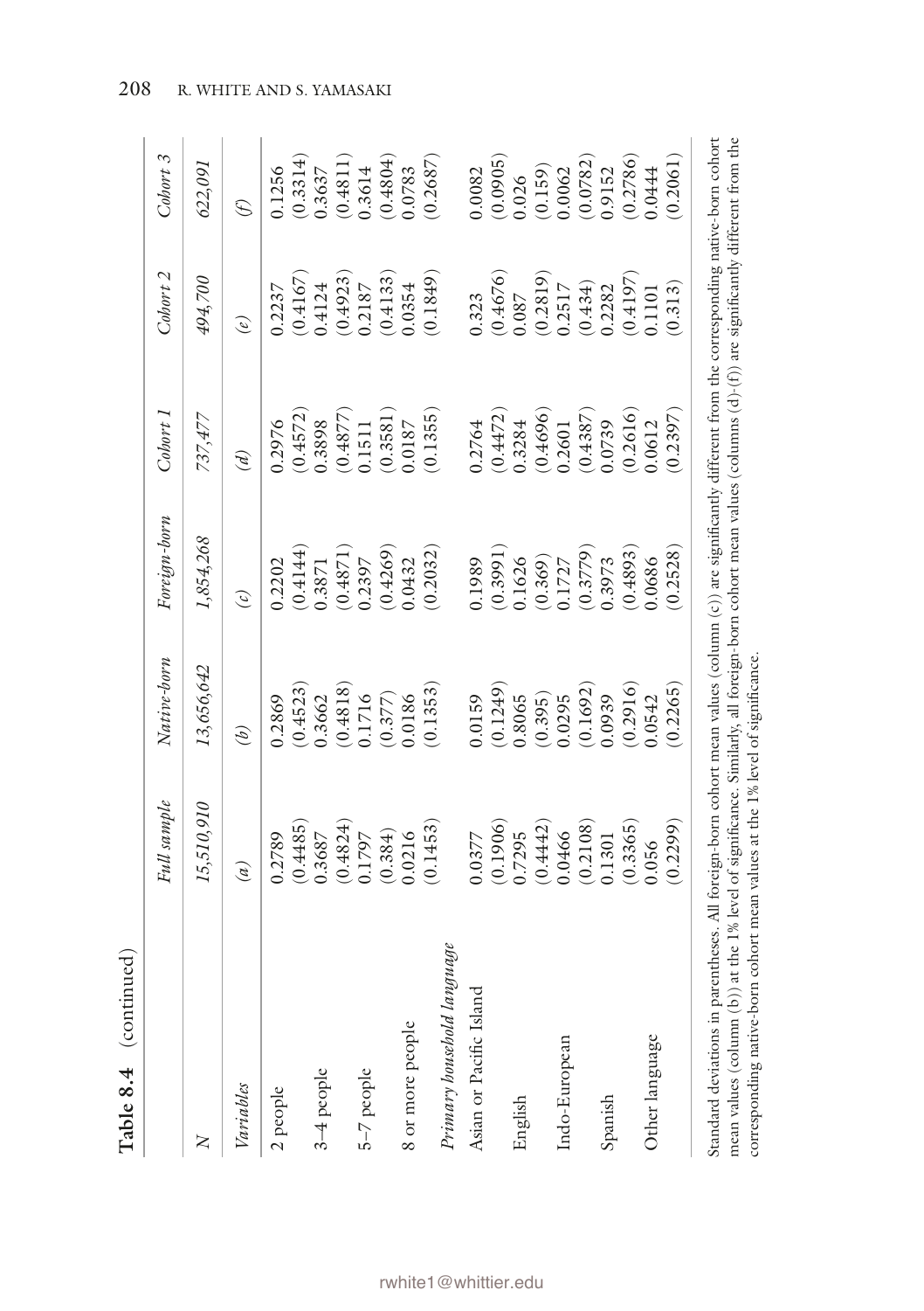**Table 8.4** (continued)

| | Full sample | Native-born | Foreign-born | Cohort 1 | Cohort 2 | Cohort 3 |
|---|---|---|---|---|---|---|
| N | 15,510,910 | 13,656,642 | 1,854,268 | 737,477 | 494,700 | 622,091 |
| *Variables* | *(a)* | *(b)* | *(c)* | *(d)* | *(e)* | *(f)* |
| 2 people | 0.2789 | 0.2869 | 0.2202 | 0.2976 | 0.2237 | 0.1256 |
| | (0.4485) | (0.4523) | (0.4144) | (0.4572) | (0.4167) | (0.3314) |
| 3–4 people | 0.3687 | 0.3662 | 0.3871 | 0.3898 | 0.4124 | 0.3637 |
| | (0.4824) | (0.4818) | (0.4871) | (0.4877) | (0.4923) | (0.4811) |
| 5–7 people | 0.1797 | 0.1716 | 0.2397 | 0.1511 | 0.2187 | 0.3614 |
| | (0.384) | (0.377) | (0.4269) | (0.3581) | (0.4133) | (0.4804) |
| 8 or more people | 0.0216 | 0.0186 | 0.0432 | 0.0187 | 0.0354 | 0.0783 |
| | (0.1453) | (0.1353) | (0.2032) | (0.1355) | (0.1849) | (0.2687) |
| *Primary household language* | | | | | | |
| Asian or Pacific Island | 0.0377 | 0.0159 | 0.1989 | 0.2764 | 0.323 | 0.0082 |
| | (0.1906) | (0.1249) | (0.3991) | (0.4472) | (0.4676) | (0.0905) |
| English | 0.7295 | 0.8065 | 0.1626 | 0.3284 | 0.087 | 0.026 |
| | (0.4442) | (0.395) | (0.369) | (0.4696) | (0.2819) | (0.159) |
| Indo-European | 0.0466 | 0.0295 | 0.1727 | 0.2601 | 0.2517 | 0.0062 |
| | (0.2108) | (0.1692) | (0.3779) | (0.4387) | (0.434) | (0.0782) |
| Spanish | 0.1301 | 0.0939 | 0.3973 | 0.0739 | 0.2282 | 0.9152 |
| | (0.3365) | (0.2916) | (0.4893) | (0.2616) | (0.4197) | (0.2786) |
| Other language | 0.056 | 0.0542 | 0.0686 | 0.0612 | 0.1101 | 0.0444 |
| | (0.2299) | (0.2265) | (0.2528) | (0.2397) | (0.313) | (0.2061) |

Standard deviations in parentheses. All foreign-born cohort mean values (column (c)) are significantly different from the corresponding native-born cohort mean values (column (b)) at the 1% level of significance. Similarly, all foreign-born cohort mean values (columns (d)-(f)) are significantly different from the corresponding native-born cohort mean values at the 1% level of significance.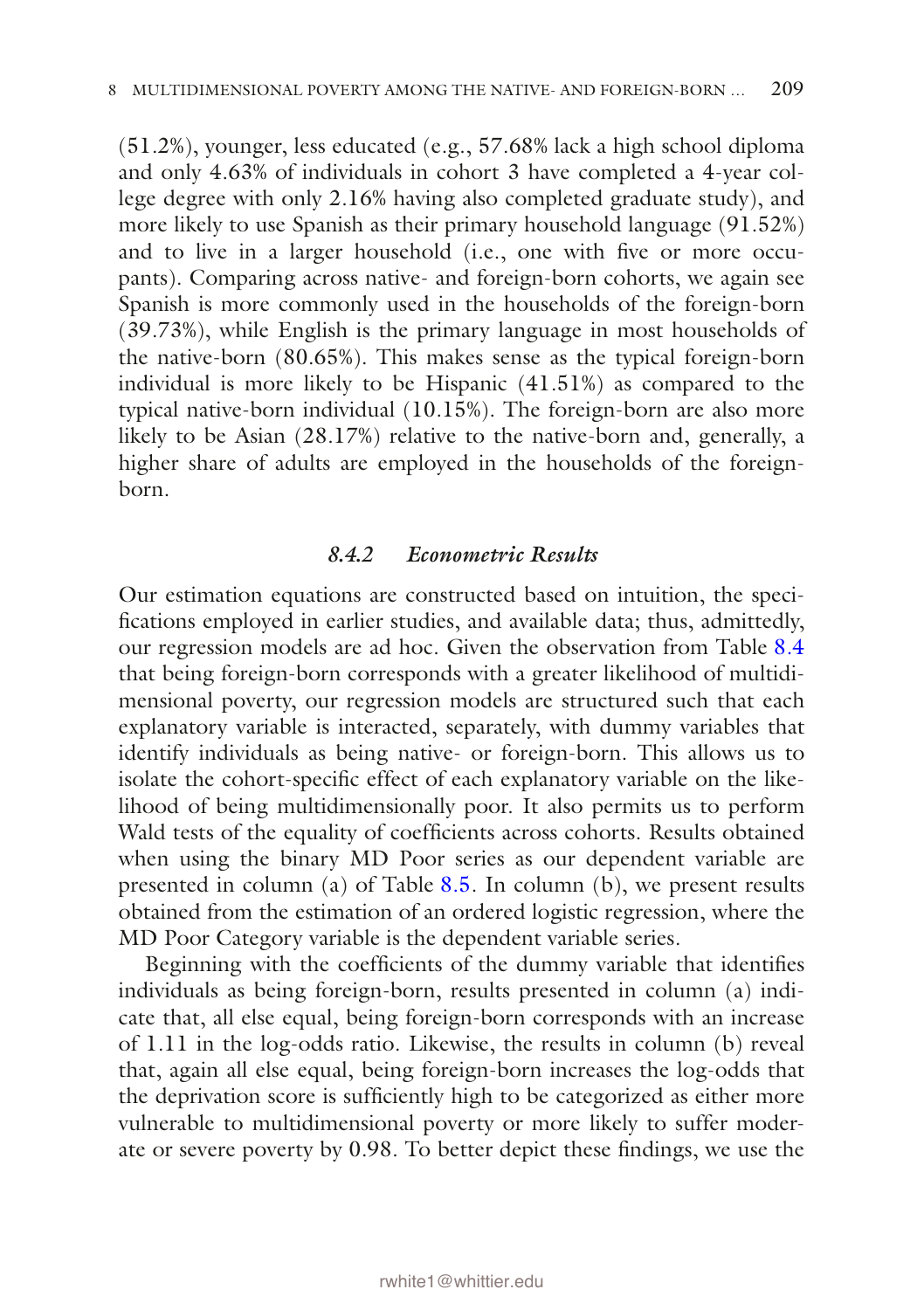(51.2%), younger, less educated (e.g., 57.68% lack a high school diploma and only 4.63% of individuals in cohort 3 have completed a 4-year college degree with only 2.16% having also completed graduate study), and more likely to use Spanish as their primary household language (91.52%) and to live in a larger household (i.e., one with five or more occupants). Comparing across native- and foreign-born cohorts, we again see Spanish is more commonly used in the households of the foreign-born (39.73%), while English is the primary language in most households of the native-born (80.65%). This makes sense as the typical foreign-born individual is more likely to be Hispanic (41.51%) as compared to the typical native-born individual (10.15%). The foreign-born are also more likely to be Asian (28.17%) relative to the native-born and, generally, a higher share of adults are employed in the households of the foreign-born.

### *8.4.2 Econometric Results*

Our estimation equations are constructed based on intuition, the specifications employed in earlier studies, and available data; thus, admittedly, our regression models are ad hoc. Given the observation from Table 8.4 that being foreign-born corresponds with a greater likelihood of multidimensional poverty, our regression models are structured such that each explanatory variable is interacted, separately, with dummy variables that identify individuals as being native- or foreign-born. This allows us to isolate the cohort-specific effect of each explanatory variable on the likelihood of being multidimensionally poor. It also permits us to perform Wald tests of the equality of coefficients across cohorts. Results obtained when using the binary MD Poor series as our dependent variable are presented in column (a) of Table 8.5. In column (b), we present results obtained from the estimation of an ordered logistic regression, where the MD Poor Category variable is the dependent variable series.

Beginning with the coefficients of the dummy variable that identifies individuals as being foreign-born, results presented in column (a) indicate that, all else equal, being foreign-born corresponds with an increase of 1.11 in the log-odds ratio. Likewise, the results in column (b) reveal that, again all else equal, being foreign-born increases the log-odds that the deprivation score is sufficiently high to be categorized as either more vulnerable to multidimensional poverty or more likely to suffer moderate or severe poverty by 0.98. To better depict these findings, we use the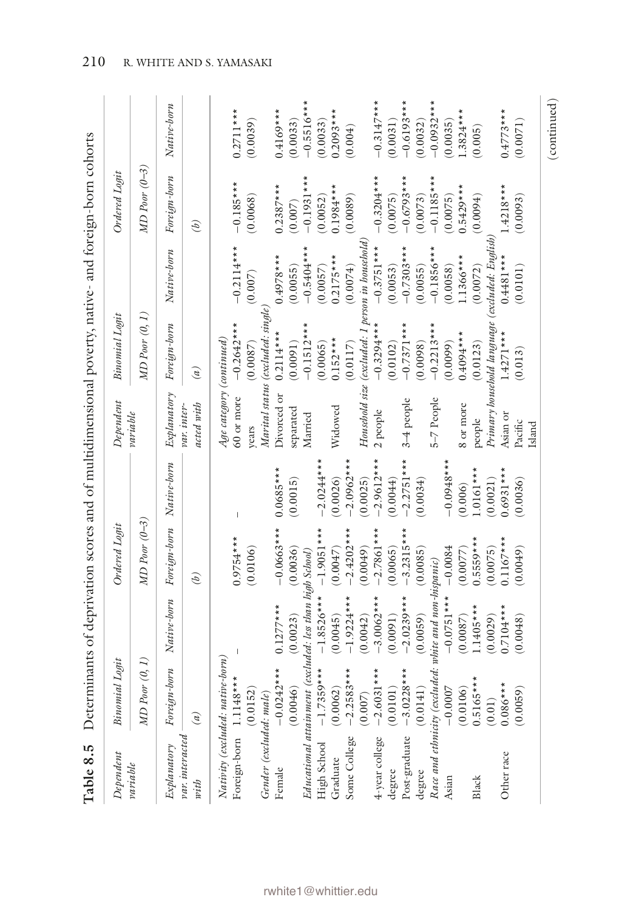**Table 8.5** Determinants of deprivation scores and of multidimensional poverty, native- and foreign-born cohorts

| Dependent variable | Binomial Logit | | Ordered Logit | |
|---|---|---|---|---|
| | MD Poor (0, 1) | | MD Poor (0–3) | |
| Explanatory var. interacted with | Foreign-born | Native-born | Foreign-born | Native-born |
| | (a) | | (b) | |
| *Nativity (excluded: native-born)* | | | | |
| Foreign-born | 1.1148*** | – | 0.9754*** | – |
| | (0.0152) | | (0.0106) | |
| *Gender (excluded: male)* | | | | |
| Female | −0.0242*** | 0.1277*** | −0.0663*** | 0.0685*** |
| | (0.0046) | (0.0023) | (0.0036) | (0.0015) |
| *Educational attainment (excluded: less than high School)* | | | | |
| High School Graduate | −1.7359*** | −1.8526*** | −1.9051*** | −2.0244*** |
| | (0.0062) | (0.0045) | (0.0047) | (0.0026) |
| Some College | −2.2583*** | −1.9224*** | −2.4202*** | −2.0962*** |
| | (0.007) | (0.0042) | (0.0049) | (0.0025) |
| 4-year college degree | −2.6031*** | −3.0062*** | −2.7861*** | −2.9612*** |
| | (0.0101) | (0.0091) | (0.0065) | (0.0044) |
| Post-graduate degree | −3.0228*** | −2.0239*** | −3.2315*** | −2.2751*** |
| | (0.0141) | (0.0059) | (0.0085) | (0.0034) |
| *Race and ethnicity (excluded: white and non-hispanic)* | | | | |
| Asian | −0.0007 | −0.0751*** | −0.0084 | −0.0948*** |
| | (0.0106) | (0.0087) | (0.0077) | (0.006) |
| Black | 0.5165*** | 1.1405*** | 0.5559*** | 1.0161*** |
| | (0.01) | (0.0029) | (0.0075) | (0.0021) |
| Other race | 0.086*** | 0.7104*** | 0.1167*** | 0.6931*** |
| | (0.0059) | (0.0048) | (0.0049) | (0.0036) |

| Dependent variable | Binomial Logit | | Ordered Logit | |
|---|---|---|---|---|
| | MD Poor (0, 1) | | MD Poor (0–3) | |
| Explanatory var. interacted with | Foreign-born | Native-born | Foreign-born | Native-born |
| | (a) | | (b) | |
| *Age category (continued)* | | | | |
| 60 or more years | −0.2642*** | −0.2114*** | −0.185*** | 0.2711*** |
| | (0.0087) | (0.007) | (0.0068) | (0.0039) |
| *Marital status (excluded: single)* | | | | |
| Divorced or separated | 0.2114*** | 0.4978*** | 0.2387*** | 0.4169*** |
| | (0.0091) | (0.0055) | (0.007) | (0.0033) |
| Married | −0.1512*** | −0.5404*** | −0.1931*** | −0.5516*** |
| | (0.0065) | (0.0057) | (0.0052) | (0.0033) |
| Widowed | 0.152*** | 0.2175*** | 0.1984*** | 0.2093*** |
| | (0.0117) | (0.0074) | (0.0089) | (0.004) |
| *Household size (excluded: 1 person in household)* | | | | |
| 2 people | −0.3294*** | −0.3751*** | −0.3204*** | −0.3147*** |
| | (0.0102) | (0.0053) | (0.0075) | (0.0031) |
| 3-4 people | −0.7371*** | −0.7303*** | −0.6793*** | −0.6193*** |
| | (0.0098) | (0.0055) | (0.0073) | (0.0032) |
| 5-7 People | −0.2213*** | −0.1856*** | −0.1185*** | −0.0932*** |
| | (0.0099) | (0.0058) | (0.0075) | (0.0035) |
| 8 or more people | 0.4094*** | 1.1366*** | 0.5429*** | 1.3824*** |
| | (0.0123) | (0.0072) | (0.0094) | (0.005) |
| *Primary household language (excluded: English)* | | | | |
| Asian or Pacific Island | 1.4271*** | 0.4481*** | 1.4218*** | 0.4773*** |
| | (0.013) | (0.0101) | (0.0093) | (0.0071) |

(continued)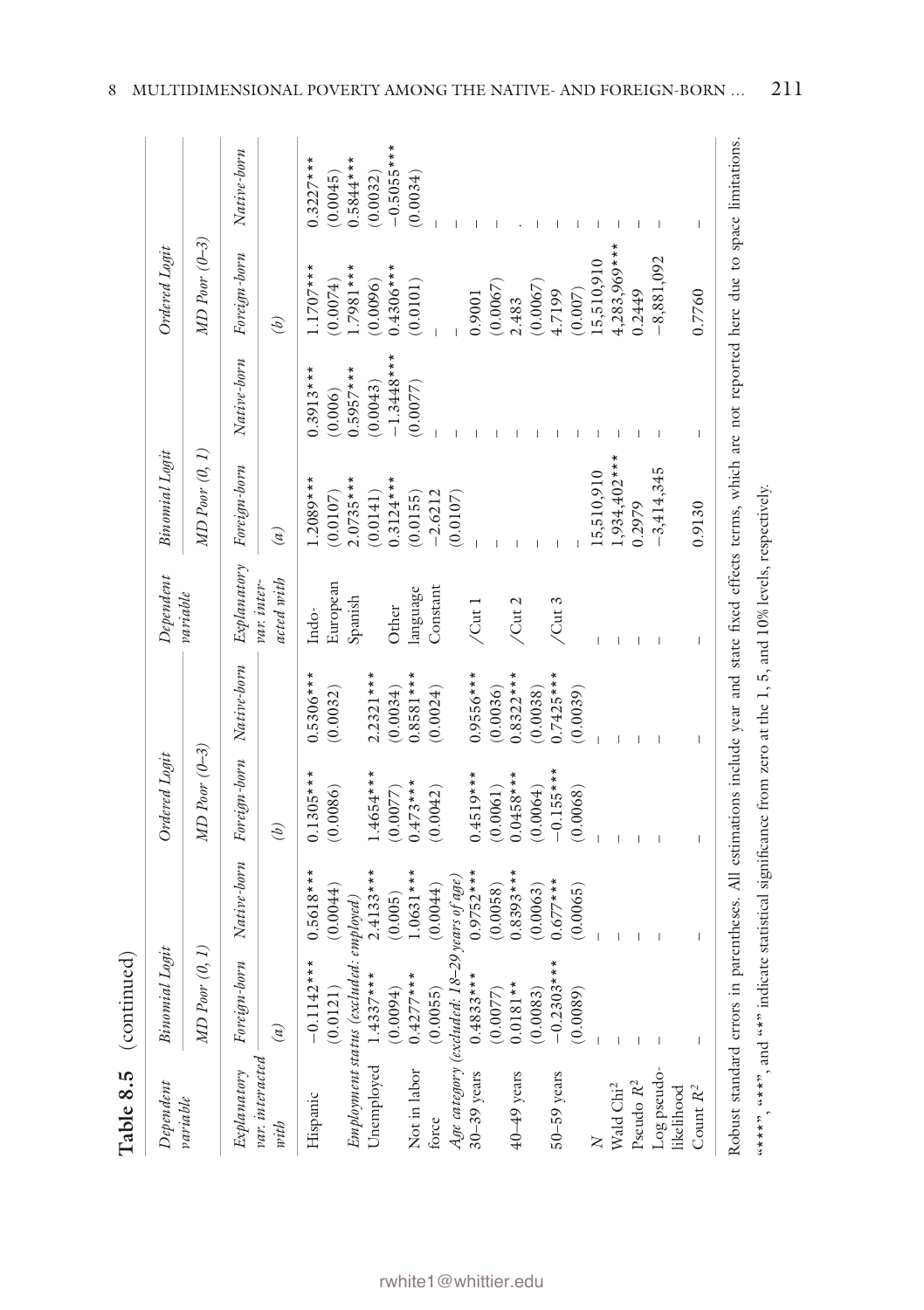**Table 8.5** (continued)

| Dependent variable | Binomial Logit | | Ordered Logit | |
|---|---|---|---|---|
| | MD Poor (0, 1) | | MD Poor (0–3) | |
| Explanatory var. interacted with | Foreign-born | Native-born | Foreign-born | Native-born |
| | (a) | | (b) | |
| Hispanic | −0.1142*** | 0.5618*** | 0.1305*** | 0.5306*** |
| | (0.0121) | (0.0044) | (0.0086) | (0.0032) |
| *Employment status (excluded: employed)* | | | | |
| Unemployed | 1.4337*** | 2.4133*** | 1.4654*** | 2.2321*** |
| | (0.0094) | (0.005) | (0.0077) | (0.0034) |
| Not in labor force | 0.4277*** | 1.0631*** | 0.473*** | 0.8581*** |
| | (0.0055) | (0.0044) | (0.0042) | (0.0024) |
| *Age category (excluded: 18–29 years of age)* | | | | |
| 30–39 years | 0.4833*** | 0.9752*** | 0.4519*** | 0.9556*** |
| | (0.0077) | (0.0058) | (0.0061) | (0.0036) |
| 40–49 years | 0.0181** | 0.8393*** | 0.0458*** | 0.8322*** |
| | (0.0083) | (0.0063) | (0.0064) | (0.0038) |
| 50–59 years | −0.2303*** | 0.677*** | −0.155*** | 0.7425*** |
| | (0.0089) | (0.0065) | (0.0068) | (0.0039) |
| Indo-European | 1.2089*** | 0.3913*** | 1.1707*** | 0.3227*** |
| | (0.0107) | (0.006) | (0.0074) | (0.0045) |
| Spanish | 2.0735*** | 0.5957*** | 1.7981*** | 0.5844*** |
| | (0.0141) | (0.0043) | (0.0096) | (0.0032) |
| Other language | 0.3124*** | −1.3448*** | 0.4306*** | −0.5055*** |
| | (0.0155) | (0.0077) | (0.0101) | (0.0034) |
| Constant | −2.6212 | – | – | – |
| | (0.0107) | – | – | – |
| /Cut 1 | – | – | 0.9001 | – |
| | | | (0.0067) | – |
| /Cut 2 | – | – | 2.483 | . |
| | – | – | (0.0067) | – |
| /Cut 3 | – | – | 4.7199 | – |
| | – | – | (0.007) | – |
| $N$ | 15,510,910 | – | 15,510,910 | – |
| Wald Chi$^2$ | 1,934,402*** | – | 4,283,969*** | – |
| Pseudo $R^2$ | 0.2979 | – | 0.2449 | – |
| Log pseudo-likelihood | −3,414,345 | – | −8,881,092 | – |
| Count $R^2$ | 0.9130 | – | 0.7760 | – |

Robust standard errors in parentheses. All estimations include year and state fixed effects terms, which are not reported here due to space limitations.
"***", "**", and "*" indicate statistical significance from zero at the 1, 5, and 10% levels, respectively.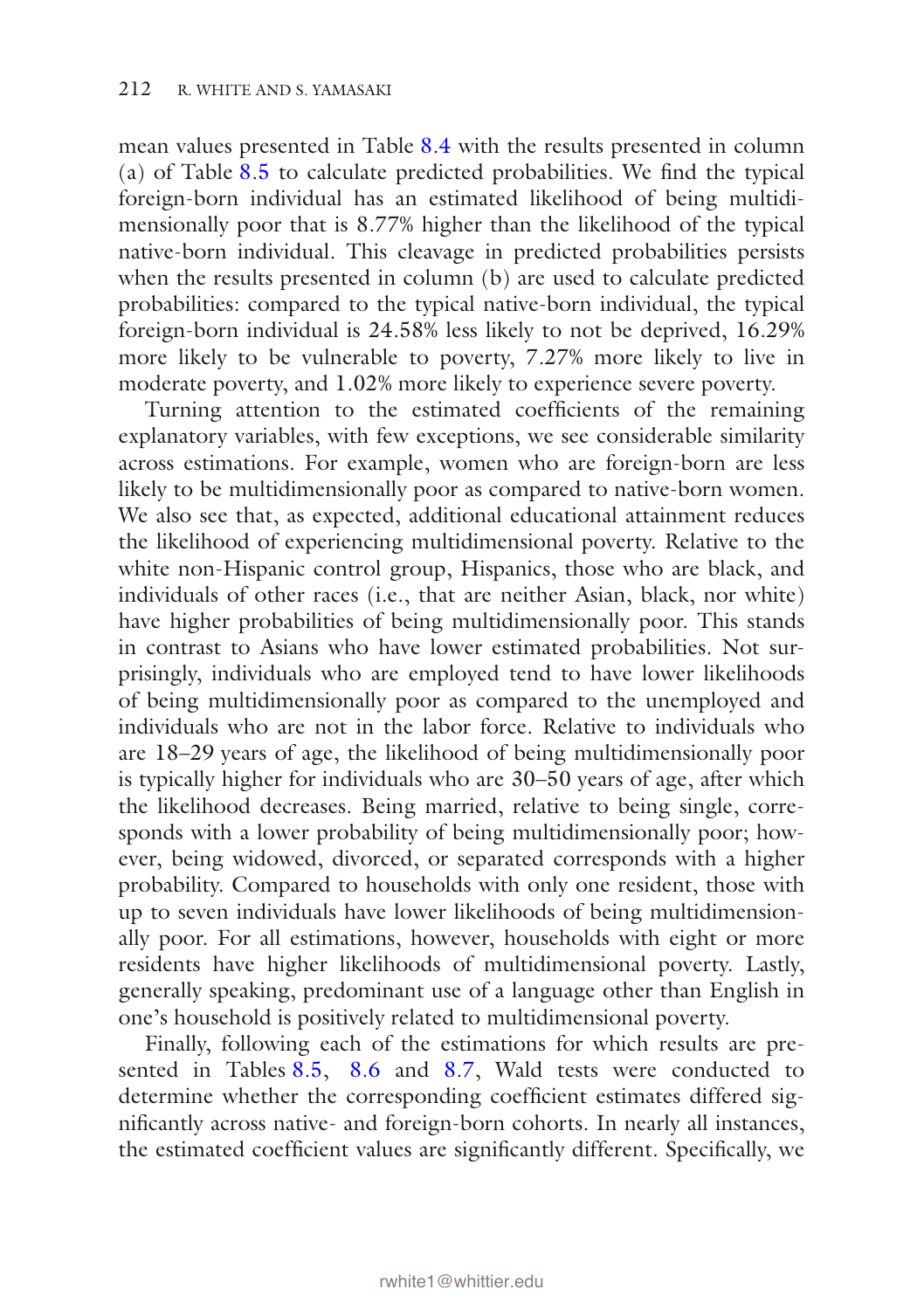mean values presented in Table 8.4 with the results presented in column (a) of Table 8.5 to calculate predicted probabilities. We find the typical foreign-born individual has an estimated likelihood of being multidimensionally poor that is 8.77% higher than the likelihood of the typical native-born individual. This cleavage in predicted probabilities persists when the results presented in column (b) are used to calculate predicted probabilities: compared to the typical native-born individual, the typical foreign-born individual is 24.58% less likely to not be deprived, 16.29% more likely to be vulnerable to poverty, 7.27% more likely to live in moderate poverty, and 1.02% more likely to experience severe poverty.

Turning attention to the estimated coefficients of the remaining explanatory variables, with few exceptions, we see considerable similarity across estimations. For example, women who are foreign-born are less likely to be multidimensionally poor as compared to native-born women. We also see that, as expected, additional educational attainment reduces the likelihood of experiencing multidimensional poverty. Relative to the white non-Hispanic control group, Hispanics, those who are black, and individuals of other races (i.e., that are neither Asian, black, nor white) have higher probabilities of being multidimensionally poor. This stands in contrast to Asians who have lower estimated probabilities. Not surprisingly, individuals who are employed tend to have lower likelihoods of being multidimensionally poor as compared to the unemployed and individuals who are not in the labor force. Relative to individuals who are 18–29 years of age, the likelihood of being multidimensionally poor is typically higher for individuals who are 30–50 years of age, after which the likelihood decreases. Being married, relative to being single, corresponds with a lower probability of being multidimensionally poor; however, being widowed, divorced, or separated corresponds with a higher probability. Compared to households with only one resident, those with up to seven individuals have lower likelihoods of being multidimensionally poor. For all estimations, however, households with eight or more residents have higher likelihoods of multidimensional poverty. Lastly, generally speaking, predominant use of a language other than English in one's household is positively related to multidimensional poverty.

Finally, following each of the estimations for which results are presented in Tables 8.5, 8.6 and 8.7, Wald tests were conducted to determine whether the corresponding coefficient estimates differed significantly across native- and foreign-born cohorts. In nearly all instances, the estimated coefficient values are significantly different. Specifically, we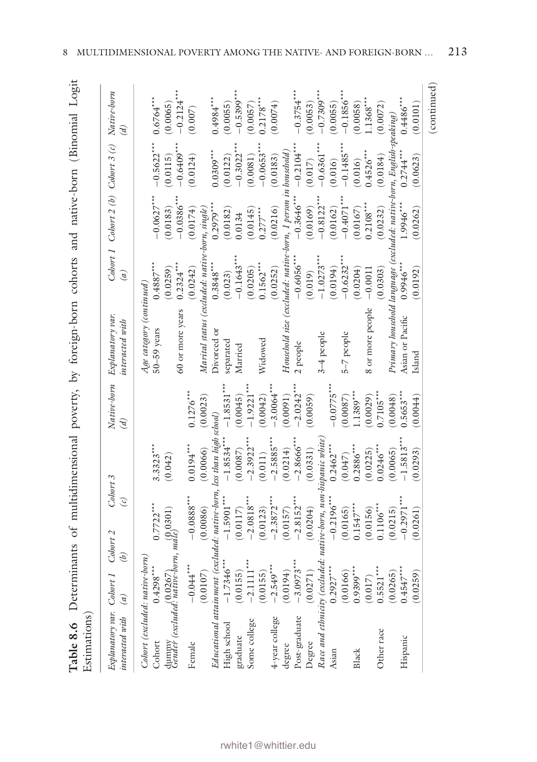**Table 8.6** Determinants of multidimensional poverty, by foreign-born cohorts and native-born (Binomial Logit Estimations)

| Explanatory var. interacted with | Cohort 1 (a) | Cohort 2 (b) | Cohort 3 (c) | Native-born (d) | Explanatory var. interacted with | Cohort 1 (a) | Cohort 2 (b) | Cohort 3 (c) | Native-born (d) |
|---|---|---|---|---|---|---|---|---|---|
| *Cohort (excluded: native-born)* | | | | | *Age category (continued)* | | | | |
| Cohort dummy | 0.4298*** | 0.7722*** | 3.3323*** | | 50–59 years | 0.4887*** | −0.0627*** | −0.5622*** | 0.6764*** |
| | (0.0267) | (0.0301) | (0.042) | | | (0.0259) | (0.0183) | (0.0115) | (0.0065) |
| *Gender (excluded: native-born, male)* | | | | | 60 or more years | 0.2324*** | −0.0386*** | −0.6409*** | −0.2124*** |
| Female | −0.044*** | −0.0888*** | 0.0194*** | 0.1276*** | | (0.0242) | (0.0174) | (0.0124) | (0.007) |
| | (0.0107) | (0.0086) | (0.0066) | (0.0023) | *Marital status (excluded: native-born, single)* | | | | |
| *Educational attainment (excluded: native-born, less than high school)* | | | | | Divorced or separated | 0.3848*** | 0.2979*** | 0.0309*** | 0.4984*** |
| High school graduate | −1.7346*** | −1.5901*** | −1.8534*** | −1.8531*** | | (0.023) | (0.0182) | (0.0122) | (0.0055) |
| | (0.0155) | (0.0117) | (0.0087) | (0.0045) | Married | −0.1643*** | 0.0134 | −0.3022*** | −0.5399*** |
| Some college | −2.1111*** | −2.0818*** | −2.3922*** | −1.9221*** | | (0.0205) | (0.0145) | (0.0081) | (0.0057) |
| | (0.0155) | (0.0123) | (0.011) | (0.0042) | Widowed | 0.1562*** | 0.277*** | −0.0653*** | 0.2178*** |
| 4-year college degree | −2.549*** | −2.3872*** | −2.5885*** | −3.0064*** | | (0.0252) | (0.0216) | (0.0183) | (0.0074) |
| | (0.0194) | (0.0157) | (0.0214) | (0.0091) | *Household size (excluded: native-born, 1 person in household)* | | | | |
| Post-graduate Degree | −3.0973*** | −2.8152*** | −2.8666*** | −2.0242*** | 2 people | −0.6056*** | −0.3646*** | −0.2104*** | −0.3754*** |
| | (0.0271) | (0.0204) | (0.0331) | (0.0059) | | (0.019) | (0.0169) | (0.017) | (0.0053) |
| *Race and ethnicity (excluded: native-born, non-hispanic white)* | | | | | 3–4 people | −1.0273*** | −0.8122*** | −0.6361*** | −0.7309*** |
| Asian | 0.2927*** | −0.2196*** | 0.2462*** | −0.0775*** | | (0.0194) | (0.0162) | (0.016) | (0.0055) |
| | (0.0166) | (0.0165) | (0.047) | (0.0087) | 5–7 people | −0.6232*** | −0.4071*** | −0.1485*** | −0.1856*** |
| Black | 0.9399*** | 0.1547*** | 0.2886*** | 1.1389*** | | (0.0204) | (0.0167) | (0.016) | (0.0058) |
| | (0.017) | (0.0156) | (0.0225) | (0.0029) | 8 or more people | −0.0011 | 0.2108*** | 0.4526*** | 1.1368*** |
| Other race | 0.5521*** | 0.1106*** | 0.0246*** | 0.7105*** | | (0.0303) | (0.0232) | (0.0184) | (0.0072) |
| | (0.0265) | (0.0215) | (0.0065) | (0.0048) | *Primary household language (excluded: native-born, English-speaking)* | | | | |
| Hispanic | 0.4547*** | −0.2971*** | −1.5813*** | 0.5653*** | Asian or Pacific Island | 0.9946*** | 1.9946*** | 0.2744*** | 0.4486*** |
| | (0.0259) | (0.0261) | (0.0293) | (0.0044) | | (0.0192) | (0.0262) | (0.0623) | (0.0101) |

(continued)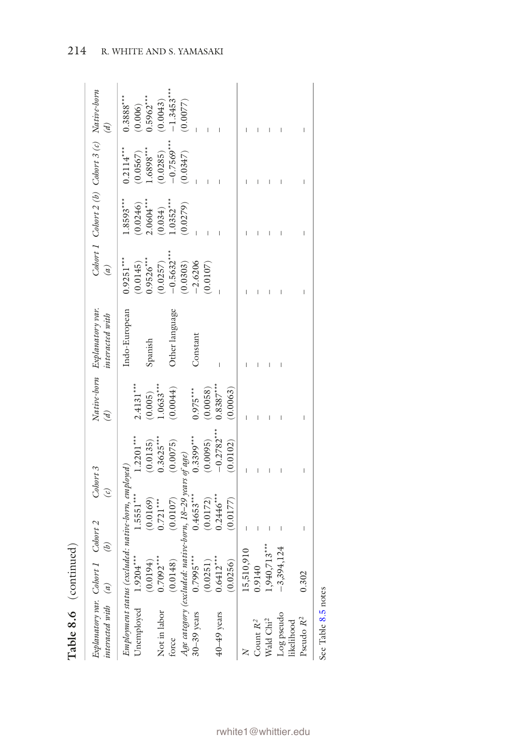**Table 8.6** (continued)

| *Explanatory var. interacted with* | *Cohort 1 (a)* | *Cohort 2 (b)* | *Cohort 3 (c)* | *Native-born (d)* | *Explanatory var. interacted with* | *Cohort 1 (a)* | *Cohort 2 (b)* | *Cohort 3 (c)* | *Native-born (d)* |
|---|---|---|---|---|---|---|---|---|---|
| *Employment status (excluded: native-born, employed)* | | | | | | | | | |
| Unemployed | 1.9204*** | 1.5551*** | 1.2201*** | 2.4131*** | Indo-European | 0.9251*** | 1.8593*** | 0.2114*** | 0.3888*** |
| | (0.0194) | (0.0169) | (0.0135) | (0.005) | | (0.0145) | (0.0246) | (0.0567) | (0.006) |
| Not in labor force | 0.7092*** | 0.721*** | 0.3625*** | 1.0633*** | Spanish | 0.9526*** | 2.0604*** | 1.6898*** | 0.5962*** |
| | (0.0148) | (0.0107) | (0.0075) | (0.0044) | | (0.0257) | (0.034) | (0.0285) | (0.0043) |
| *Age category (excluded: native-born, 18–29 years of age)* | | | | | Other language | −0.5632*** | 1.0352*** | −0.7569*** | −1.3453*** |
| 30–39 years | 0.7995*** | 0.4653*** | 0.3399*** | 0.975*** | | (0.0303) | (0.0279) | (0.0347) | (0.0077) |
| | (0.0251) | (0.0172) | (0.0095) | (0.0058) | Constant | −2.6206 | – | – | – |
| 40–49 years | 0.6412*** | 0.2446*** | −0.2782*** | 0.8387*** | | (0.0107) | | | |
| | (0.0256) | (0.0177) | (0.0102) | (0.0063) | – | – | – | – | – |
| *N* | 15,510,910 | – | – | – | – | – | – | – | – |
| Count $R^2$ | 0.9140 | – | – | – | – | – | – | – | – |
| Wald Chi[2] | 1,940,713*** | – | – | – | – | – | – | – | – |
| Log pseudo likelihood | −3,394,124 | – | – | – | – | – | – | – | – |
| Pseudo $R^2$ | 0.302 | – | – | – | | – | – | – | – |

See Table 8.5 notes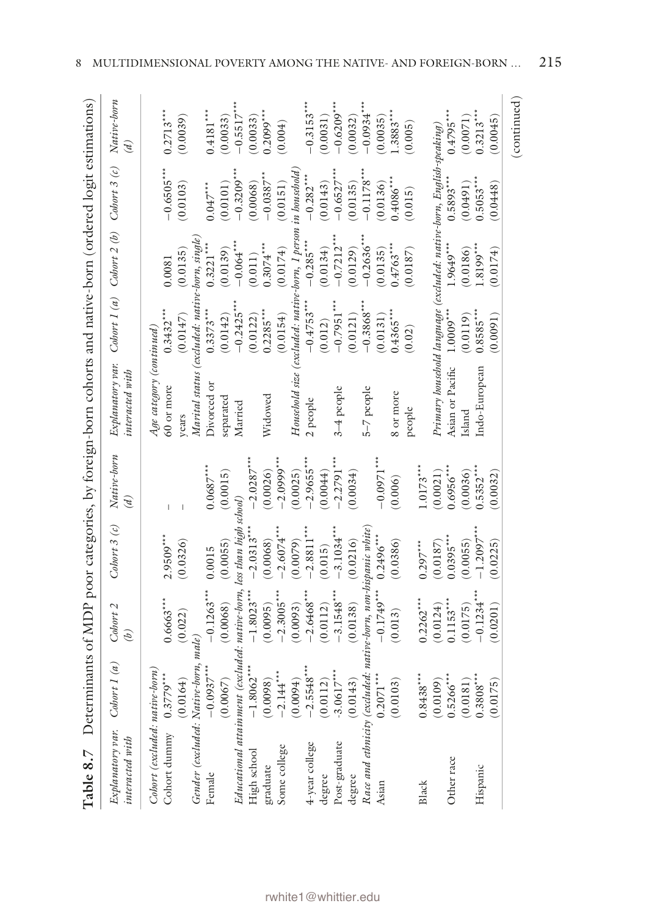**Table 8.7** Determinants of MDP poor categories, by foreign-born cohorts and native-born (ordered logit estimations)

| Explanatory var. interacted with | Cohort 1 (a) | Cohort 2 (b) | Cohort 3 (c) | Native-born (d) | Explanatory var. interacted with | Cohort 1 (a) | Cohort 2 (b) | Cohort 3 (c) | Native-born (d) |
|---|---|---|---|---|---|---|---|---|---|
| *Cohort (excluded: native-born)* | | | | | *Age category (continued)* | | | | |
| Cohort dummy | 0.3779*** | 0.6663*** | 2.9509*** | – | 60 or more | 0.3432*** | 0.0081 | −0.6505*** | 0.2713*** |
| | (0.0164) | (0.022) | (0.0326) | – | years | (0.0147) | (0.0135) | (0.0103) | (0.0039) |
| *Gender (excluded: Native-born, male)* | | | | | *Marital status (excluded: native-born, single)* | | | | |
| Female | −0.0937*** | −0.1263*** | 0.0015 | 0.0687*** | Divorced or | 0.3373*** | 0.3221*** | 0.047*** | 0.4181*** |
| | (0.0067) | (0.0068) | (0.0055) | (0.0015) | separated | (0.0142) | (0.0139) | (0.0101) | (0.0033) |
| *Educational attainment (excluded: native-born, less than high school)* | | | | | Married | −0.2425*** | −0.064*** | −0.3209*** | −0.5517*** |
| High school | −1.8062*** | −1.8023*** | −2.0313*** | −2.0287*** | | (0.0122) | (0.011) | (0.0068) | (0.0033) |
| graduate | (0.0098) | (0.0095) | (0.0068) | (0.0026) | Widowed | 0.2285*** | 0.3074*** | −0.0387** | 0.2099*** |
| Some college | −2.144*** | −2.3005*** | −2.6074*** | −2.0999*** | | (0.0154) | (0.0174) | (0.0151) | (0.004) |
| | (0.0094) | (0.0093) | (0.0079) | (0.0025) | *Household size (excluded: native-born, 1 person in household)* | | | | |
| 4-year college | −2.5548*** | −2.6468*** | −2.8811*** | −2.9655*** | 2 people | −0.4753*** | −0.285*** | −0.282*** | −0.3153*** |
| degree | (0.0112) | (0.0112) | (0.015) | (0.0044) | | (0.012) | (0.0134) | (0.0143) | (0.0031) |
| Post-graduate | -3.0617*** | −3.1548*** | −3.1034*** | −2.2791*** | 3–4 people | −0.7951*** | −0.7212*** | −0.6527*** | −0.6209*** |
| degree | (0.0143) | (0.0138) | (0.0216) | (0.0034) | | (0.0121) | (0.0129) | (0.0135) | (0.0032) |
| *Race and ethnicity (excluded: native-born, non-hispanic white)* | | | | | 5–7 people | −0.3868*** | −0.2636*** | −0.1178*** | −0.0934*** |
| Asian | 0.2071*** | −0.1749*** | 0.2496*** | −0.0971*** | | (0.0131) | (0.0135) | (0.0136) | (0.0035) |
| | (0.0103) | (0.013) | (0.0386) | (0.006) | 8 or more | 0.4365*** | 0.4763*** | 0.4086*** | 1.3883*** |
| | | | | | people | (0.02) | (0.0187) | (0.015) | (0.005) |
| Black | 0.8438*** | 0.2262*** | 0.297*** | 1.0173*** | *Primary household language (excluded: native-born, English-speaking)* | | | | |
| | (0.0109) | (0.0124) | (0.0187) | (0.0021) | Asian or Pacific | 1.0009*** | 1.9649*** | 0.5893*** | 0.4795*** |
| Other race | 0.5266*** | 0.1153*** | 0.0395*** | 0.6956*** | Island | (0.0119) | (0.0186) | (0.0491) | (0.0071) |
| | (0.0181) | (0.0175) | (0.0055) | (0.0036) | Indo-European | 0.8585*** | 1.8199*** | 0.5053*** | 0.3213*** |
| Hispanic | 0.3808*** | −0.1234*** | −1.2097*** | 0.5352*** | | (0.0091) | (0.0174) | (0.0448) | (0.0045) |
| | (0.0175) | (0.0201) | (0.0225) | (0.0032) | | | | | |

(continued)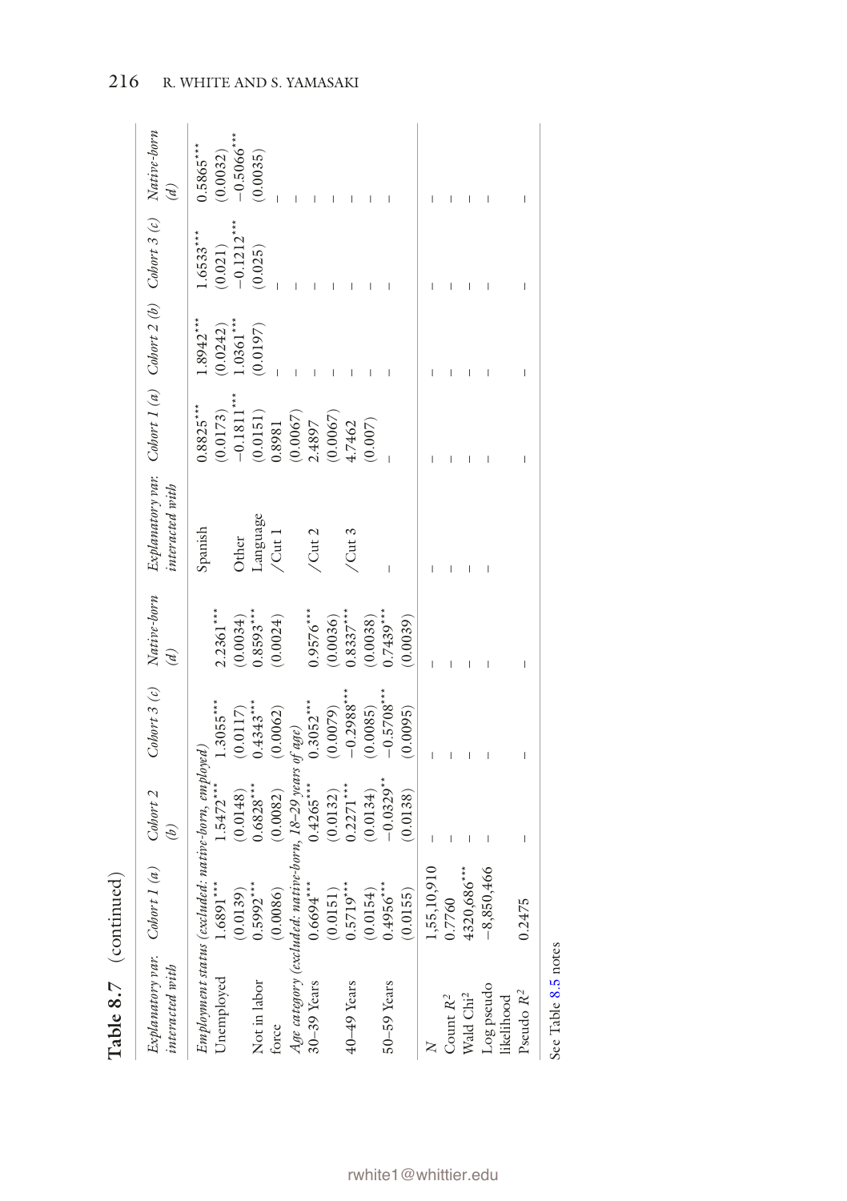**Table 8.7** (continued)

| *Explanatory var. interacted with* | *Cohort 1 (a)* | *Cohort 2 (b)* | *Cohort 3 (c)* | *Native-born (d)* | *Explanatory var. interacted with* | *Cohort 1 (a)* | *Cohort 2 (b)* | *Cohort 3 (c)* | *Native-born (d)* |
|---|---|---|---|---|---|---|---|---|---|
| *Employment status (excluded: native-born, employed)* | | | | | | | | | |
| Unemployed | 1.6891*** | 1.5472*** | 1.3055*** | 2.2361*** | Spanish | 0.8825*** | 1.8942*** | 1.6533*** | 0.5865*** |
| | (0.0139) | (0.0148) | (0.0117) | (0.0034) | | (0.0173) | (0.0242) | (0.021) | (0.0032) |
| Not in labor force | 0.5992*** | 0.6828*** | 0.4343*** | 0.8593*** | Other Language | −0.1811*** | 1.0361*** | −0.1212*** | −0.5066*** |
| | (0.0086) | (0.0082) | (0.0062) | (0.0024) | | (0.0151) | (0.0197) | (0.025) | (0.0035) |
| *Age category (excluded: native-born, 18–29 years of age)* | | | | | /Cut 1 | 0.8981 | – | – | – |
| | | | | | | (0.0067) | | | |
| 30–39 Years | 0.6694*** | 0.4265*** | 0.3052*** | 0.9576*** | /Cut 2 | 2.4897 | – | – | – |
| | (0.0151) | (0.0132) | (0.0079) | (0.0036) | | (0.0067) | | | |
| 40–49 Years | 0.5719*** | 0.2271*** | −0.2988*** | 0.8337*** | /Cut 3 | 4.7462 | – | – | – |
| | (0.0154) | (0.0134) | (0.0085) | (0.0038) | | (0.007) | | | |
| 50–59 Years | 0.4956*** | −0.0329** | −0.5708*** | 0.7439*** | – | – | – | – | – |
| | (0.0155) | (0.0138) | (0.0095) | (0.0039) | | | | | |
| $N$ | 1,55,10,910 | – | – | – | – | – | – | – | – |
| Count $R^2$ | 0.7760 | – | – | – | – | – | – | – | – |
| Wald Chi$^2$ | 4320,686*** | – | – | – | – | – | – | – | – |
| Log pseudo likelihood | −8,850,466 | – | – | – | – | – | – | – | – |
| Pseudo $R^2$ | 0.2475 | – | – | – | | – | – | – | – |

See Table 8.5 notes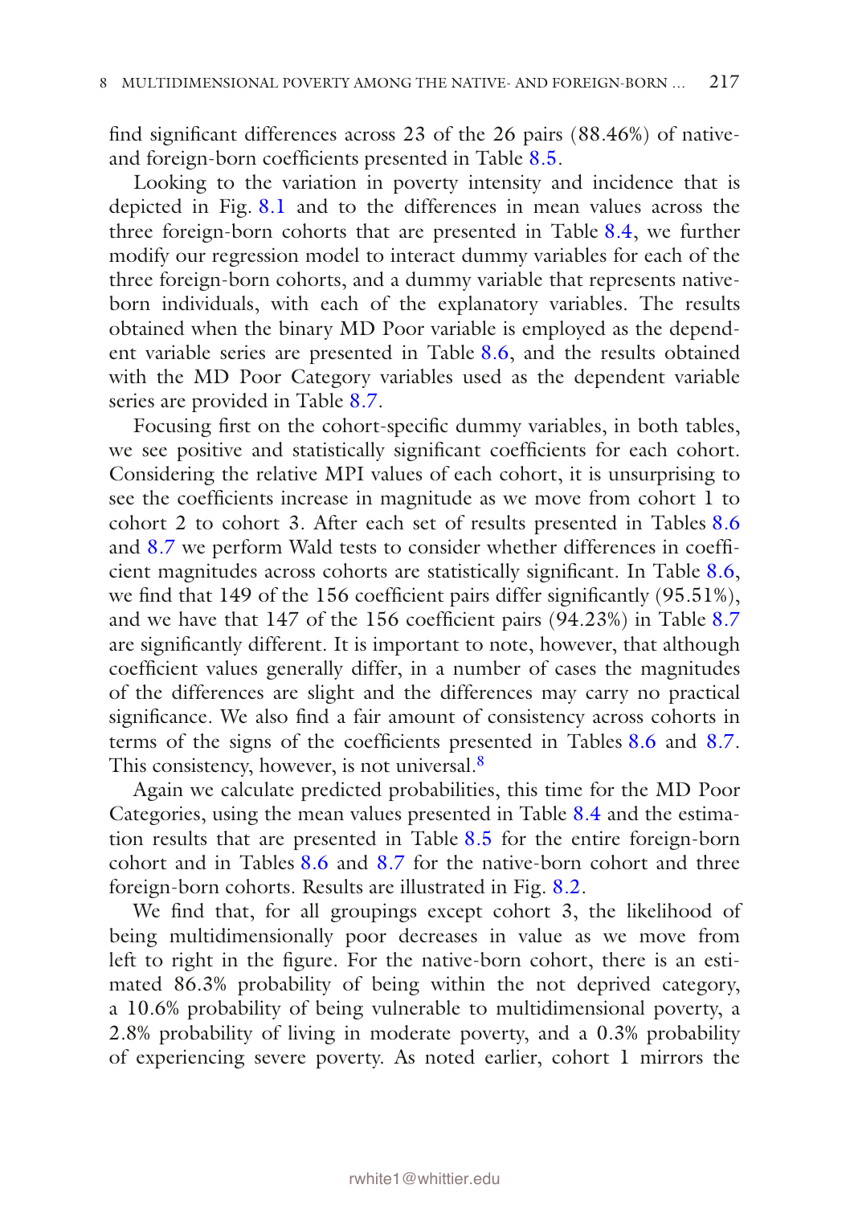find significant differences across 23 of the 26 pairs (88.46%) of native- and foreign-born coefficients presented in Table 8.5.

Looking to the variation in poverty intensity and incidence that is depicted in Fig. 8.1 and to the differences in mean values across the three foreign-born cohorts that are presented in Table 8.4, we further modify our regression model to interact dummy variables for each of the three foreign-born cohorts, and a dummy variable that represents native-born individuals, with each of the explanatory variables. The results obtained when the binary MD Poor variable is employed as the dependent variable series are presented in Table 8.6, and the results obtained with the MD Poor Category variables used as the dependent variable series are provided in Table 8.7.

Focusing first on the cohort-specific dummy variables, in both tables, we see positive and statistically significant coefficients for each cohort. Considering the relative MPI values of each cohort, it is unsurprising to see the coefficients increase in magnitude as we move from cohort 1 to cohort 2 to cohort 3. After each set of results presented in Tables 8.6 and 8.7 we perform Wald tests to consider whether differences in coefficient magnitudes across cohorts are statistically significant. In Table 8.6, we find that 149 of the 156 coefficient pairs differ significantly (95.51%), and we have that 147 of the 156 coefficient pairs (94.23%) in Table 8.7 are significantly different. It is important to note, however, that although coefficient values generally differ, in a number of cases the magnitudes of the differences are slight and the differences may carry no practical significance. We also find a fair amount of consistency across cohorts in terms of the signs of the coefficients presented in Tables 8.6 and 8.7. This consistency, however, is not universal.[8]

Again we calculate predicted probabilities, this time for the MD Poor Categories, using the mean values presented in Table 8.4 and the estimation results that are presented in Table 8.5 for the entire foreign-born cohort and in Tables 8.6 and 8.7 for the native-born cohort and three foreign-born cohorts. Results are illustrated in Fig. 8.2.

We find that, for all groupings except cohort 3, the likelihood of being multidimensionally poor decreases in value as we move from left to right in the figure. For the native-born cohort, there is an estimated 86.3% probability of being within the not deprived category, a 10.6% probability of being vulnerable to multidimensional poverty, a 2.8% probability of living in moderate poverty, and a 0.3% probability of experiencing severe poverty. As noted earlier, cohort 1 mirrors the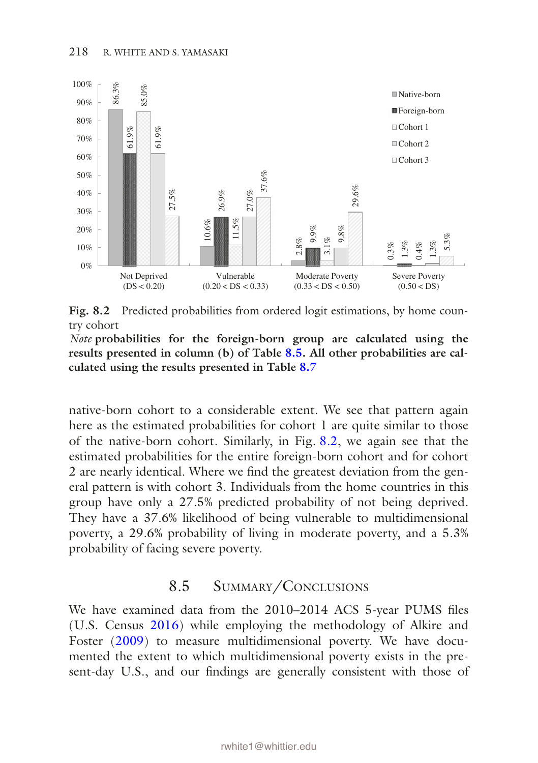100%
90%
80%
70%
60%
50%
40%
30%
20%
10%
0%

86.3%
61.9%
85.0%
61.9%
27.5%

10.6%
26.9%
11.5%
27.0%
37.6%

2.8%
9.9%
3.1%
9.8%
29.6%

0.3%
1.3%
0.4%
1.3%
5.3%

Not Deprived (DS < 0.20)
Vulnerable (0.20 < DS < 0.33)
Moderate Poverty (0.33 < DS < 0.50)
Severe Poverty (0.50 < DS)

Native-born
Foreign-born
Cohort 1
Cohort 2
Cohort 3

**Fig. 8.2** Predicted probabilities from ordered logit estimations, by home country cohort

*Note* **probabilities for the foreign-born group are calculated using the results presented in column (b) of Table 8.5. All other probabilities are calculated using the results presented in Table 8.7**

native-born cohort to a considerable extent. We see that pattern again here as the estimated probabilities for cohort 1 are quite similar to those of the native-born cohort. Similarly, in Fig. 8.2, we again see that the estimated probabilities for the entire foreign-born cohort and for cohort 2 are nearly identical. Where we find the greatest deviation from the general pattern is with cohort 3. Individuals from the home countries in this group have only a 27.5% predicted probability of not being deprived. They have a 37.6% likelihood of being vulnerable to multidimensional poverty, a 29.6% probability of living in moderate poverty, and a 5.3% probability of facing severe poverty.

## 8.5 Summary/Conclusions

We have examined data from the 2010–2014 ACS 5-year PUMS files (U.S. Census 2016) while employing the methodology of Alkire and Foster (2009) to measure multidimensional poverty. We have documented the extent to which multidimensional poverty exists in the present-day U.S., and our findings are generally consistent with those of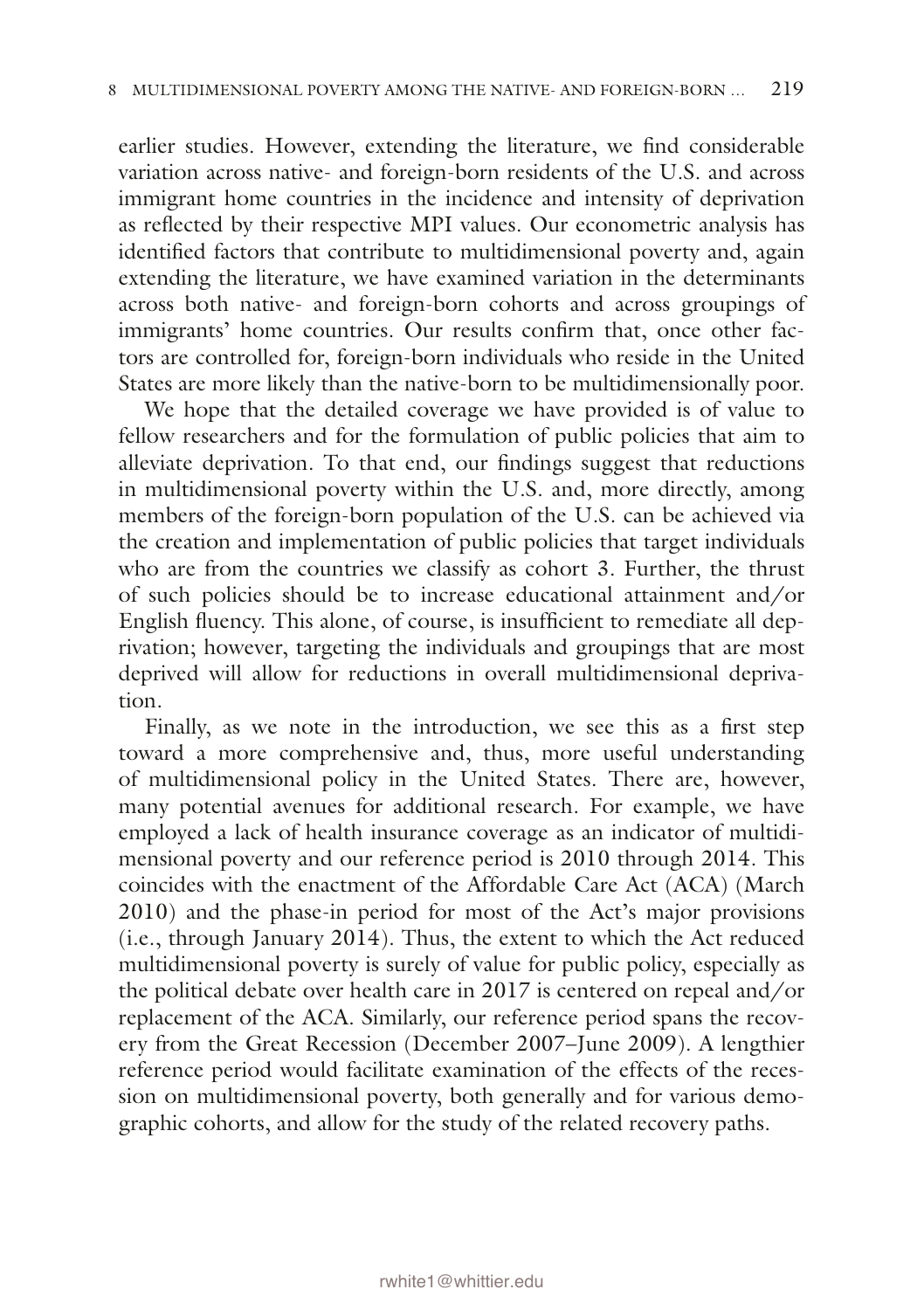earlier studies. However, extending the literature, we find considerable variation across native- and foreign-born residents of the U.S. and across immigrant home countries in the incidence and intensity of deprivation as reflected by their respective MPI values. Our econometric analysis has identified factors that contribute to multidimensional poverty and, again extending the literature, we have examined variation in the determinants across both native- and foreign-born cohorts and across groupings of immigrants' home countries. Our results confirm that, once other factors are controlled for, foreign-born individuals who reside in the United States are more likely than the native-born to be multidimensionally poor.

We hope that the detailed coverage we have provided is of value to fellow researchers and for the formulation of public policies that aim to alleviate deprivation. To that end, our findings suggest that reductions in multidimensional poverty within the U.S. and, more directly, among members of the foreign-born population of the U.S. can be achieved via the creation and implementation of public policies that target individuals who are from the countries we classify as cohort 3. Further, the thrust of such policies should be to increase educational attainment and/or English fluency. This alone, of course, is insufficient to remediate all deprivation; however, targeting the individuals and groupings that are most deprived will allow for reductions in overall multidimensional deprivation.

Finally, as we note in the introduction, we see this as a first step toward a more comprehensive and, thus, more useful understanding of multidimensional policy in the United States. There are, however, many potential avenues for additional research. For example, we have employed a lack of health insurance coverage as an indicator of multidimensional poverty and our reference period is 2010 through 2014. This coincides with the enactment of the Affordable Care Act (ACA) (March 2010) and the phase-in period for most of the Act's major provisions (i.e., through January 2014). Thus, the extent to which the Act reduced multidimensional poverty is surely of value for public policy, especially as the political debate over health care in 2017 is centered on repeal and/or replacement of the ACA. Similarly, our reference period spans the recovery from the Great Recession (December 2007–June 2009). A lengthier reference period would facilitate examination of the effects of the recession on multidimensional poverty, both generally and for various demographic cohorts, and allow for the study of the related recovery paths.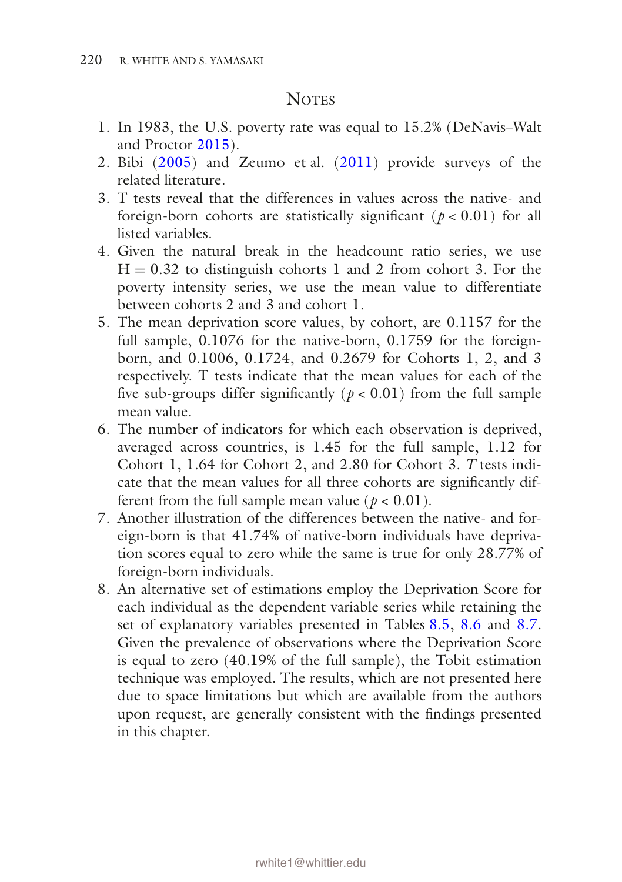## Notes

1. In 1983, the U.S. poverty rate was equal to 15.2% (DeNavis–Walt and Proctor 2015).
2. Bibi (2005) and Zeumo et al. (2011) provide surveys of the related literature.
3. T tests reveal that the differences in values across the native- and foreign-born cohorts are statistically significant ($p < 0.01$) for all listed variables.
4. Given the natural break in the headcount ratio series, we use $H = 0.32$ to distinguish cohorts 1 and 2 from cohort 3. For the poverty intensity series, we use the mean value to differentiate between cohorts 2 and 3 and cohort 1.
5. The mean deprivation score values, by cohort, are 0.1157 for the full sample, 0.1076 for the native-born, 0.1759 for the foreign-born, and 0.1006, 0.1724, and 0.2679 for Cohorts 1, 2, and 3 respectively. T tests indicate that the mean values for each of the five sub-groups differ significantly ($p < 0.01$) from the full sample mean value.
6. The number of indicators for which each observation is deprived, averaged across countries, is 1.45 for the full sample, 1.12 for Cohort 1, 1.64 for Cohort 2, and 2.80 for Cohort 3. *T* tests indicate that the mean values for all three cohorts are significantly different from the full sample mean value ($p < 0.01$).
7. Another illustration of the differences between the native- and foreign-born is that 41.74% of native-born individuals have deprivation scores equal to zero while the same is true for only 28.77% of foreign-born individuals.
8. An alternative set of estimations employ the Deprivation Score for each individual as the dependent variable series while retaining the set of explanatory variables presented in Tables 8.5, 8.6 and 8.7. Given the prevalence of observations where the Deprivation Score is equal to zero (40.19% of the full sample), the Tobit estimation technique was employed. The results, which are not presented here due to space limitations but which are available from the authors upon request, are generally consistent with the findings presented in this chapter.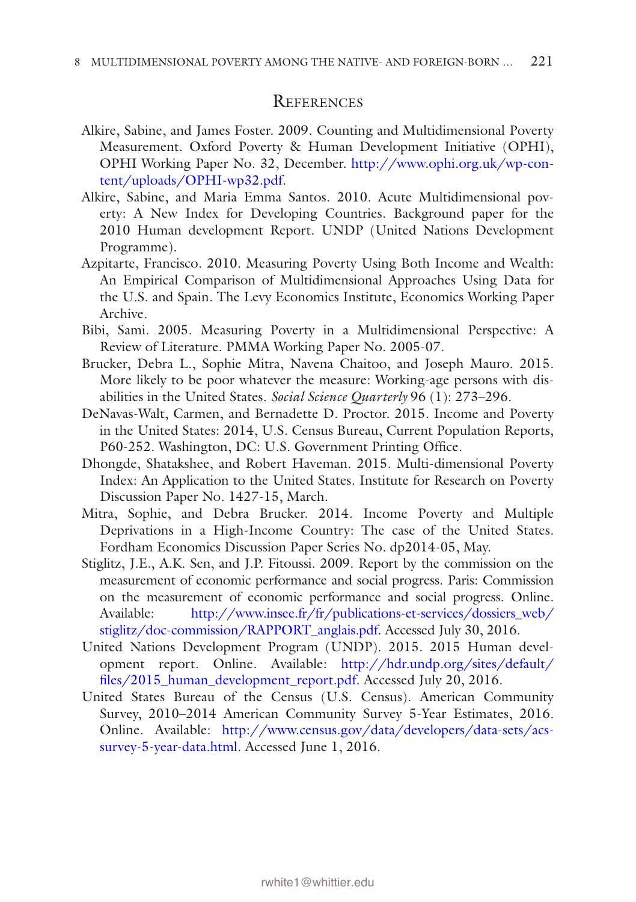## References

Alkire, Sabine, and James Foster. 2009. Counting and Multidimensional Poverty Measurement. Oxford Poverty & Human Development Initiative (OPHI), OPHI Working Paper No. 32, December. http://www.ophi.org.uk/wp-content/uploads/OPHI-wp32.pdf.

Alkire, Sabine, and Maria Emma Santos. 2010. Acute Multidimensional poverty: A New Index for Developing Countries. Background paper for the 2010 Human development Report. UNDP (United Nations Development Programme).

Azpitarte, Francisco. 2010. Measuring Poverty Using Both Income and Wealth: An Empirical Comparison of Multidimensional Approaches Using Data for the U.S. and Spain. The Levy Economics Institute, Economics Working Paper Archive.

Bibi, Sami. 2005. Measuring Poverty in a Multidimensional Perspective: A Review of Literature. PMMA Working Paper No. 2005-07.

Brucker, Debra L., Sophie Mitra, Navena Chaitoo, and Joseph Mauro. 2015. More likely to be poor whatever the measure: Working-age persons with disabilities in the United States. *Social Science Quarterly* 96 (1): 273–296.

DeNavas-Walt, Carmen, and Bernadette D. Proctor. 2015. Income and Poverty in the United States: 2014, U.S. Census Bureau, Current Population Reports, P60-252. Washington, DC: U.S. Government Printing Office.

Dhongde, Shatakshee, and Robert Haveman. 2015. Multi-dimensional Poverty Index: An Application to the United States. Institute for Research on Poverty Discussion Paper No. 1427-15, March.

Mitra, Sophie, and Debra Brucker. 2014. Income Poverty and Multiple Deprivations in a High-Income Country: The case of the United States. Fordham Economics Discussion Paper Series No. dp2014-05, May.

Stiglitz, J.E., A.K. Sen, and J.P. Fitoussi. 2009. Report by the commission on the measurement of economic performance and social progress. Paris: Commission on the measurement of economic performance and social progress. Online. Available: http://www.insee.fr/fr/publications-et-services/dossiers_web/stiglitz/doc-commission/RAPPORT_anglais.pdf. Accessed July 30, 2016.

United Nations Development Program (UNDP). 2015. 2015 Human development report. Online. Available: http://hdr.undp.org/sites/default/files/2015_human_development_report.pdf. Accessed July 20, 2016.

United States Bureau of the Census (U.S. Census). American Community Survey, 2010–2014 American Community Survey 5-Year Estimates, 2016. Online. Available: http://www.census.gov/data/developers/data-sets/acs-survey-5-year-data.html. Accessed June 1, 2016.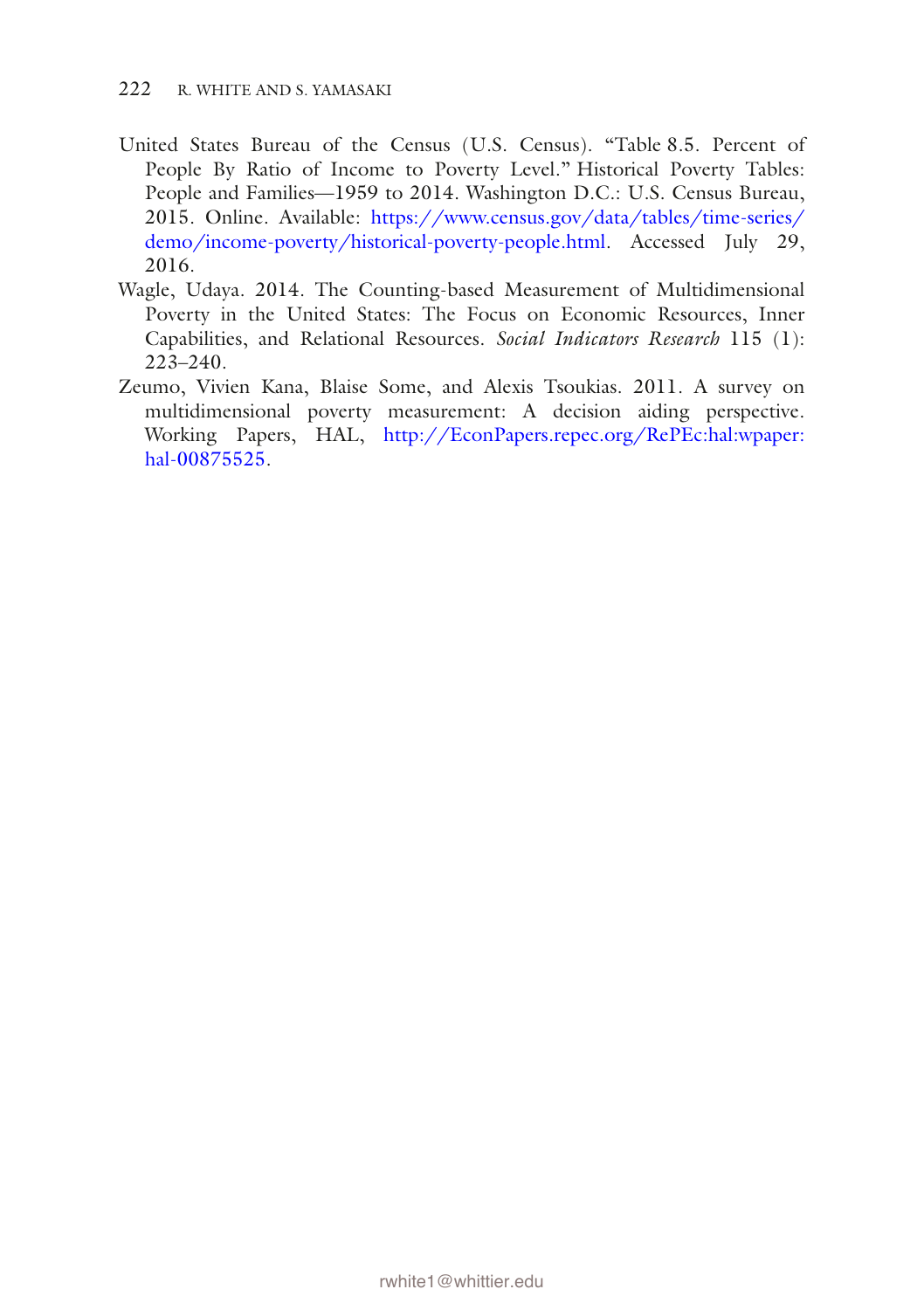United States Bureau of the Census (U.S. Census). "Table 8.5. Percent of People By Ratio of Income to Poverty Level." Historical Poverty Tables: People and Families—1959 to 2014. Washington D.C.: U.S. Census Bureau, 2015. Online. Available: https://www.census.gov/data/tables/time-series/demo/income-poverty/historical-poverty-people.html. Accessed July 29, 2016.

Wagle, Udaya. 2014. The Counting-based Measurement of Multidimensional Poverty in the United States: The Focus on Economic Resources, Inner Capabilities, and Relational Resources. *Social Indicators Research* 115 (1): 223–240.

Zeumo, Vivien Kana, Blaise Some, and Alexis Tsoukias. 2011. A survey on multidimensional poverty measurement: A decision aiding perspective. Working Papers, HAL, http://EconPapers.repec.org/RePEc:hal:wpaper:hal-00875525.